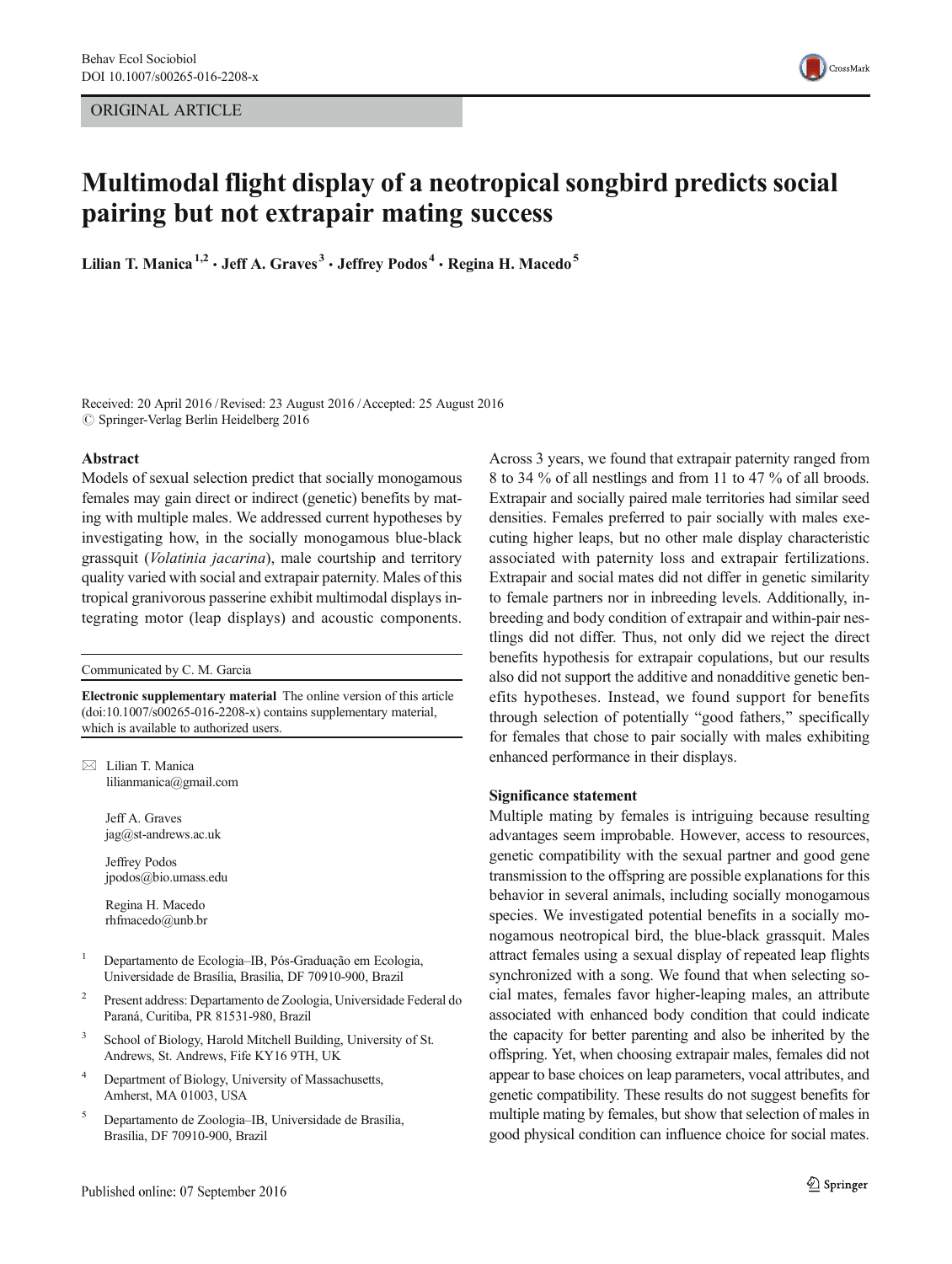ORIGINAL ARTICLE

# Multimodal flight display of a neotropical songbird predicts social pairing but not extrapair mating success

Lilian T. Manica[1,2] · Jeff A. Graves[3] · Jeffrey Podos[4] · Regina H. Macedo[5]

Received: 20 April 2016 / Revised: 23 August 2016 / Accepted: 25 August 2016
© Springer-Verlag Berlin Heidelberg 2016

## Abstract

Models of sexual selection predict that socially monogamous females may gain direct or indirect (genetic) benefits by mating with multiple males. We addressed current hypotheses by investigating how, in the socially monogamous blue-black grassquit (*Volatinia jacarina*), male courtship and territory quality varied with social and extrapair paternity. Males of this tropical granivorous passerine exhibit multimodal displays integrating motor (leap displays) and acoustic components. Across 3 years, we found that extrapair paternity ranged from 8 to 34 % of all nestlings and from 11 to 47 % of all broods. Extrapair and socially paired male territories had similar seed densities. Females preferred to pair socially with males executing higher leaps, but no other male display characteristic associated with paternity loss and extrapair fertilizations. Extrapair and social mates did not differ in genetic similarity to female partners nor in inbreeding levels. Additionally, inbreeding and body condition of extrapair and within-pair nestlings did not differ. Thus, not only did we reject the direct benefits hypothesis for extrapair copulations, but our results also did not support the additive and nonadditive genetic benefits hypotheses. Instead, we found support for benefits through selection of potentially "good fathers," specifically for females that chose to pair socially with males exhibiting enhanced performance in their displays.

Communicated by C. M. Garcia

**Electronic supplementary material** The online version of this article (doi:10.1007/s00265-016-2208-x) contains supplementary material, which is available to authorized users.

✉ Lilian T. Manica
lilianmanica@gmail.com

Jeff A. Graves
jag@st-andrews.ac.uk

Jeffrey Podos
jpodos@bio.umass.edu

Regina H. Macedo
rhfmacedo@unb.br

1. Departamento de Ecologia–IB, Pós-Graduação em Ecologia, Universidade de Brasília, Brasília, DF 70910-900, Brazil
2. Present address: Departamento de Zoologia, Universidade Federal do Paraná, Curitiba, PR 81531-980, Brazil
3. School of Biology, Harold Mitchell Building, University of St. Andrews, St. Andrews, Fife KY16 9TH, UK
4. Department of Biology, University of Massachusetts, Amherst, MA 01003, USA
5. Departamento de Zoologia–IB, Universidade de Brasília, Brasília, DF 70910-900, Brazil

## Significance statement

Multiple mating by females is intriguing because resulting advantages seem improbable. However, access to resources, genetic compatibility with the sexual partner and good gene transmission to the offspring are possible explanations for this behavior in several animals, including socially monogamous species. We investigated potential benefits in a socially monogamous neotropical bird, the blue-black grassquit. Males attract females using a sexual display of repeated leap flights synchronized with a song. We found that when selecting social mates, females favor higher-leaping males, an attribute associated with enhanced body condition that could indicate the capacity for better parenting and also be inherited by the offspring. Yet, when choosing extrapair males, females did not appear to base choices on leap parameters, vocal attributes, and genetic compatibility. These results do not suggest benefits for multiple mating by females, but show that selection of males in good physical condition can influence choice for social mates.

Published online: 07 September 2016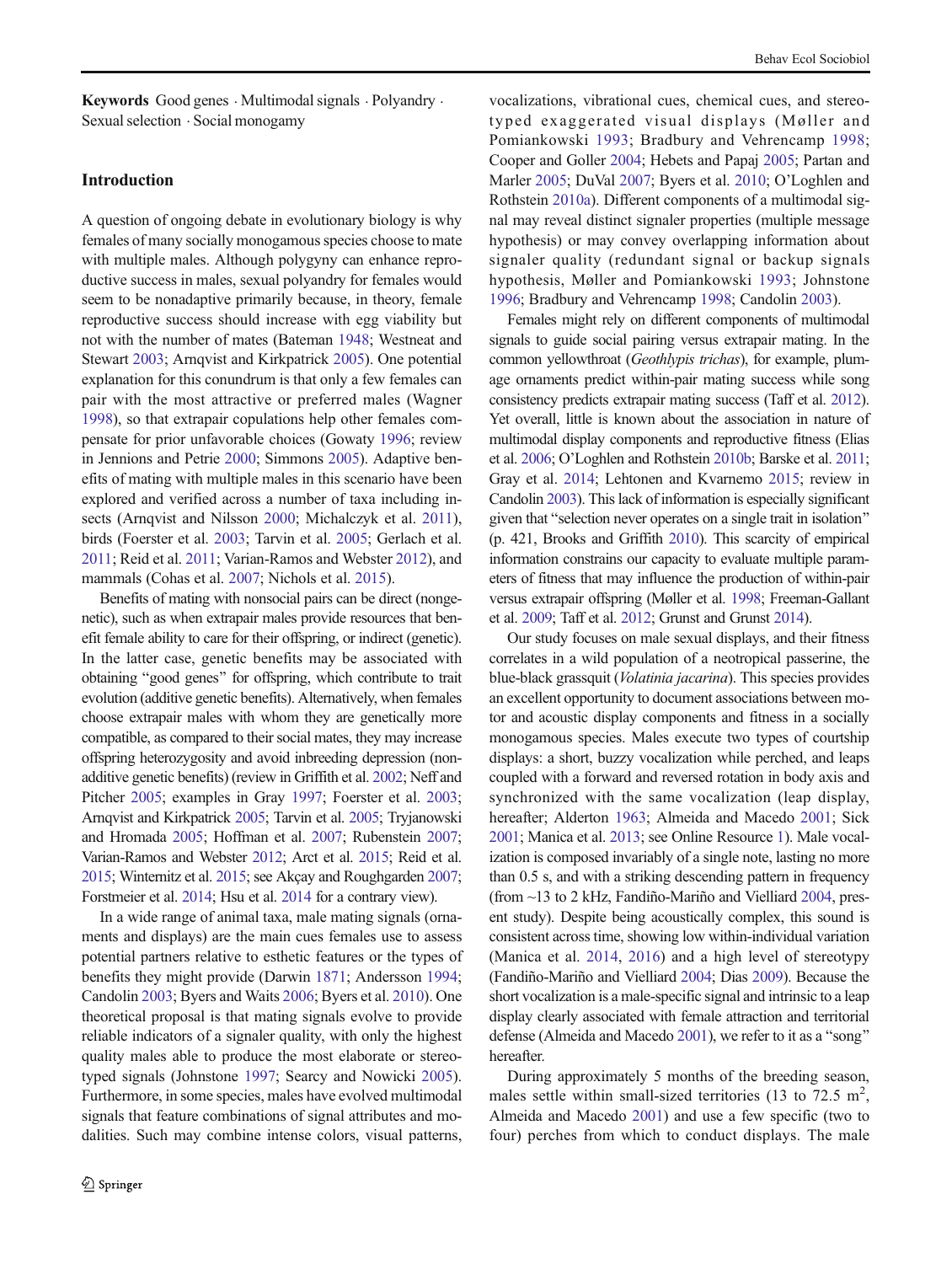**Keywords** Good genes · Multimodal signals · Polyandry · Sexual selection · Social monogamy

## Introduction

A question of ongoing debate in evolutionary biology is why females of many socially monogamous species choose to mate with multiple males. Although polygyny can enhance reproductive success in males, sexual polyandry for females would seem to be nonadaptive primarily because, in theory, female reproductive success should increase with egg viability but not with the number of mates (Bateman 1948; Westneat and Stewart 2003; Arnqvist and Kirkpatrick 2005). One potential explanation for this conundrum is that only a few females can pair with the most attractive or preferred males (Wagner 1998), so that extrapair copulations help other females compensate for prior unfavorable choices (Gowaty 1996; review in Jennions and Petrie 2000; Simmons 2005). Adaptive benefits of mating with multiple males in this scenario have been explored and verified across a number of taxa including insects (Arnqvist and Nilsson 2000; Michalczyk et al. 2011), birds (Foerster et al. 2003; Tarvin et al. 2005; Gerlach et al. 2011; Reid et al. 2011; Varian-Ramos and Webster 2012), and mammals (Cohas et al. 2007; Nichols et al. 2015).

Benefits of mating with nonsocial pairs can be direct (nongenetic), such as when extrapair males provide resources that benefit female ability to care for their offspring, or indirect (genetic). In the latter case, genetic benefits may be associated with obtaining "good genes" for offspring, which contribute to trait evolution (additive genetic benefits). Alternatively, when females choose extrapair males with whom they are genetically more compatible, as compared to their social mates, they may increase offspring heterozygosity and avoid inbreeding depression (nonadditive genetic benefits) (review in Griffith et al. 2002; Neff and Pitcher 2005; examples in Gray 1997; Foerster et al. 2003; Arnqvist and Kirkpatrick 2005; Tarvin et al. 2005; Tryjanowski and Hromada 2005; Hoffman et al. 2007; Rubenstein 2007; Varian-Ramos and Webster 2012; Arct et al. 2015; Reid et al. 2015; Winternitz et al. 2015; see Akçay and Roughgarden 2007; Forstmeier et al. 2014; Hsu et al. 2014 for a contrary view).

In a wide range of animal taxa, male mating signals (ornaments and displays) are the main cues females use to assess potential partners relative to esthetic features or the types of benefits they might provide (Darwin 1871; Andersson 1994; Candolin 2003; Byers and Waits 2006; Byers et al. 2010). One theoretical proposal is that mating signals evolve to provide reliable indicators of a signaler quality, with only the highest quality males able to produce the most elaborate or stereotyped signals (Johnstone 1997; Searcy and Nowicki 2005). Furthermore, in some species, males have evolved multimodal signals that feature combinations of signal attributes and modalities. Such may combine intense colors, visual patterns, vocalizations, vibrational cues, chemical cues, and stereotyped exaggerated visual displays (Møller and Pomiankowski 1993; Bradbury and Vehrencamp 1998; Cooper and Goller 2004; Hebets and Papaj 2005; Partan and Marler 2005; DuVal 2007; Byers et al. 2010; O'Loghlen and Rothstein 2010a). Different components of a multimodal signal may reveal distinct signaler properties (multiple message hypothesis) or may convey overlapping information about signaler quality (redundant signal or backup signals hypothesis, Møller and Pomiankowski 1993; Johnstone 1996; Bradbury and Vehrencamp 1998; Candolin 2003).

Females might rely on different components of multimodal signals to guide social pairing versus extrapair mating. In the common yellowthroat (*Geothlypis trichas*), for example, plumage ornaments predict within-pair mating success while song consistency predicts extrapair mating success (Taff et al. 2012). Yet overall, little is known about the association in nature of multimodal display components and reproductive fitness (Elias et al. 2006; O'Loghlen and Rothstein 2010b; Barske et al. 2011; Gray et al. 2014; Lehtonen and Kvarnemo 2015; review in Candolin 2003). This lack of information is especially significant given that "selection never operates on a single trait in isolation" (p. 421, Brooks and Griffith 2010). This scarcity of empirical information constrains our capacity to evaluate multiple parameters of fitness that may influence the production of within-pair versus extrapair offspring (Møller et al. 1998; Freeman-Gallant et al. 2009; Taff et al. 2012; Grunst and Grunst 2014).

Our study focuses on male sexual displays, and their fitness correlates in a wild population of a neotropical passerine, the blue-black grassquit (*Volatinia jacarina*). This species provides an excellent opportunity to document associations between motor and acoustic display components and fitness in a socially monogamous species. Males execute two types of courtship displays: a short, buzzy vocalization while perched, and leaps coupled with a forward and reversed rotation in body axis and synchronized with the same vocalization (leap display, hereafter; Alderton 1963; Almeida and Macedo 2001; Sick 2001; Manica et al. 2013; see Online Resource 1). Male vocalization is composed invariably of a single note, lasting no more than 0.5 s, and with a striking descending pattern in frequency (from ~13 to 2 kHz, Fandiño-Mariño and Vielliard 2004, present study). Despite being acoustically complex, this sound is consistent across time, showing low within-individual variation (Manica et al. 2014, 2016) and a high level of stereotypy (Fandiño-Mariño and Vielliard 2004; Dias 2009). Because the short vocalization is a male-specific signal and intrinsic to a leap display clearly associated with female attraction and territorial defense (Almeida and Macedo 2001), we refer to it as a "song" hereafter.

During approximately 5 months of the breeding season, males settle within small-sized territories (13 to 72.5 $m^2$, Almeida and Macedo 2001) and use a few specific (two to four) perches from which to conduct displays. The male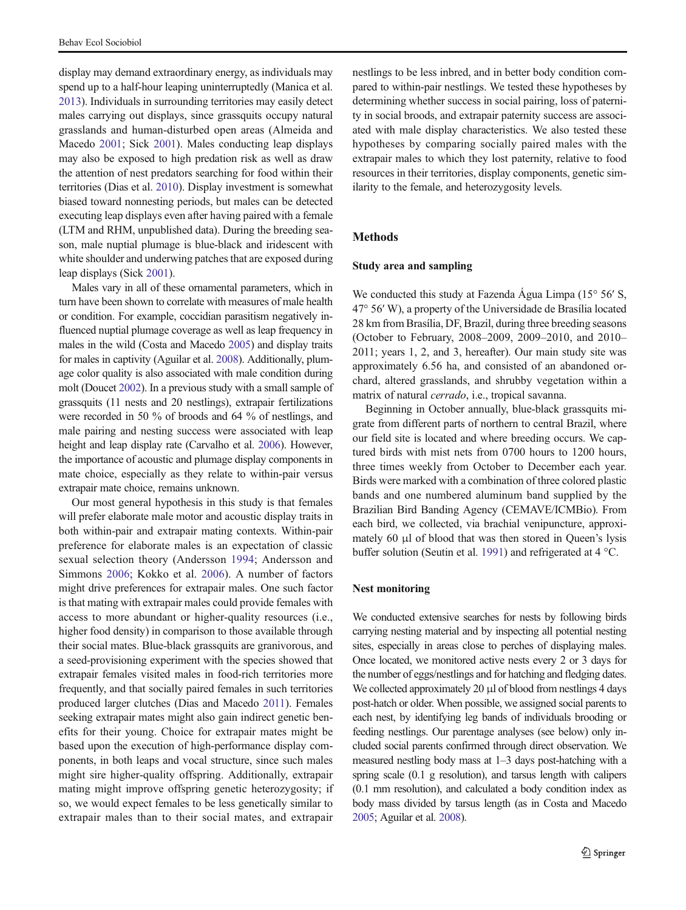display may demand extraordinary energy, as individuals may spend up to a half-hour leaping uninterruptedly (Manica et al. 2013). Individuals in surrounding territories may easily detect males carrying out displays, since grassquits occupy natural grasslands and human-disturbed open areas (Almeida and Macedo 2001; Sick 2001). Males conducting leap displays may also be exposed to high predation risk as well as draw the attention of nest predators searching for food within their territories (Dias et al. 2010). Display investment is somewhat biased toward nonnesting periods, but males can be detected executing leap displays even after having paired with a female (LTM and RHM, unpublished data). During the breeding season, male nuptial plumage is blue-black and iridescent with white shoulder and underwing patches that are exposed during leap displays (Sick 2001).

Males vary in all of these ornamental parameters, which in turn have been shown to correlate with measures of male health or condition. For example, coccidian parasitism negatively influenced nuptial plumage coverage as well as leap frequency in males in the wild (Costa and Macedo 2005) and display traits for males in captivity (Aguilar et al. 2008). Additionally, plumage color quality is also associated with male condition during molt (Doucet 2002). In a previous study with a small sample of grassquits (11 nests and 20 nestlings), extrapair fertilizations were recorded in 50 % of broods and 64 % of nestlings, and male pairing and nesting success were associated with leap height and leap display rate (Carvalho et al. 2006). However, the importance of acoustic and plumage display components in mate choice, especially as they relate to within-pair versus extrapair mate choice, remains unknown.

Our most general hypothesis in this study is that females will prefer elaborate male motor and acoustic display traits in both within-pair and extrapair mating contexts. Within-pair preference for elaborate males is an expectation of classic sexual selection theory (Andersson 1994; Andersson and Simmons 2006; Kokko et al. 2006). A number of factors might drive preferences for extrapair males. One such factor is that mating with extrapair males could provide females with access to more abundant or higher-quality resources (i.e., higher food density) in comparison to those available through their social mates. Blue-black grassquits are granivorous, and a seed-provisioning experiment with the species showed that extrapair females visited males in food-rich territories more frequently, and that socially paired females in such territories produced larger clutches (Dias and Macedo 2011). Females seeking extrapair mates might also gain indirect genetic benefits for their young. Choice for extrapair mates might be based upon the execution of high-performance display components, in both leaps and vocal structure, since such males might sire higher-quality offspring. Additionally, extrapair mating might improve offspring genetic heterozygosity; if so, we would expect females to be less genetically similar to extrapair males than to their social mates, and extrapair nestlings to be less inbred, and in better body condition compared to within-pair nestlings. We tested these hypotheses by determining whether success in social pairing, loss of paternity in social broods, and extrapair paternity success are associated with male display characteristics. We also tested these hypotheses by comparing socially paired males with the extrapair males to which they lost paternity, relative to food resources in their territories, display components, genetic similarity to the female, and heterozygosity levels.

## Methods

### Study area and sampling

We conducted this study at Fazenda Água Limpa (15° 56′ S, 47° 56′ W), a property of the Universidade de Brasília located 28 km from Brasília, DF, Brazil, during three breeding seasons (October to February, 2008–2009, 2009–2010, and 2010–2011; years 1, 2, and 3, hereafter). Our main study site was approximately 6.56 ha, and consisted of an abandoned orchard, altered grasslands, and shrubby vegetation within a matrix of natural *cerrado*, i.e., tropical savanna.

Beginning in October annually, blue-black grassquits migrate from different parts of northern to central Brazil, where our field site is located and where breeding occurs. We captured birds with mist nets from 0700 hours to 1200 hours, three times weekly from October to December each year. Birds were marked with a combination of three colored plastic bands and one numbered aluminum band supplied by the Brazilian Bird Banding Agency (CEMAVE/ICMBio). From each bird, we collected, via brachial venipuncture, approximately 60 μl of blood that was then stored in Queen's lysis buffer solution (Seutin et al. 1991) and refrigerated at 4 °C.

### Nest monitoring

We conducted extensive searches for nests by following birds carrying nesting material and by inspecting all potential nesting sites, especially in areas close to perches of displaying males. Once located, we monitored active nests every 2 or 3 days for the number of eggs/nestlings and for hatching and fledging dates. We collected approximately 20 μl of blood from nestlings 4 days post-hatch or older. When possible, we assigned social parents to each nest, by identifying leg bands of individuals brooding or feeding nestlings. Our parentage analyses (see below) only included social parents confirmed through direct observation. We measured nestling body mass at 1–3 days post-hatching with a spring scale (0.1 g resolution), and tarsus length with calipers (0.1 mm resolution), and calculated a body condition index as body mass divided by tarsus length (as in Costa and Macedo 2005; Aguilar et al. 2008).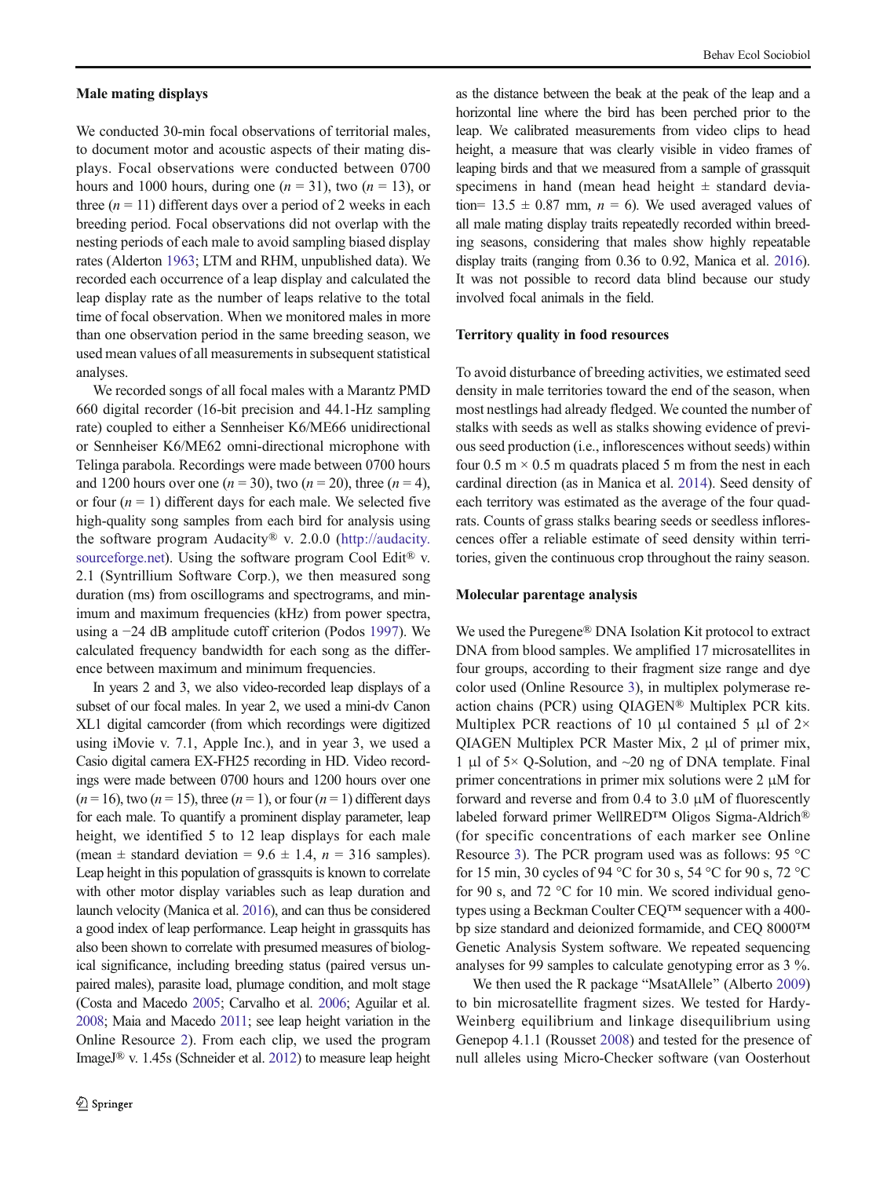### Male mating displays

We conducted 30-min focal observations of territorial males, to document motor and acoustic aspects of their mating displays. Focal observations were conducted between 0700 hours and 1000 hours, during one ($n = 31$), two ($n = 13$), or three ($n = 11$) different days over a period of 2 weeks in each breeding period. Focal observations did not overlap with the nesting periods of each male to avoid sampling biased display rates (Alderton 1963; LTM and RHM, unpublished data). We recorded each occurrence of a leap display and calculated the leap display rate as the number of leaps relative to the total time of focal observation. When we monitored males in more than one observation period in the same breeding season, we used mean values of all measurements in subsequent statistical analyses.

We recorded songs of all focal males with a Marantz PMD 660 digital recorder (16-bit precision and 44.1-Hz sampling rate) coupled to either a Sennheiser K6/ME66 unidirectional or Sennheiser K6/ME62 omni-directional microphone with Telinga parabola. Recordings were made between 0700 hours and 1200 hours over one ($n = 30$), two ($n = 20$), three ($n = 4$), or four ($n = 1$) different days for each male. We selected five high-quality song samples from each bird for analysis using the software program Audacity® v. 2.0.0 (http://audacity.sourceforge.net). Using the software program Cool Edit® v. 2.1 (Syntrillium Software Corp.), we then measured song duration (ms) from oscillograms and spectrograms, and minimum and maximum frequencies (kHz) from power spectra, using a −24 dB amplitude cutoff criterion (Podos 1997). We calculated frequency bandwidth for each song as the difference between maximum and minimum frequencies.

In years 2 and 3, we also video-recorded leap displays of a subset of our focal males. In year 2, we used a mini-dv Canon XL1 digital camcorder (from which recordings were digitized using iMovie v. 7.1, Apple Inc.), and in year 3, we used a Casio digital camera EX-FH25 recording in HD. Video recordings were made between 0700 hours and 1200 hours over one ($n = 16$), two ($n = 15$), three ($n = 1$), or four ($n = 1$) different days for each male. To quantify a prominent display parameter, leap height, we identified 5 to 12 leap displays for each male (mean ± standard deviation = 9.6 ± 1.4, $n = 316$ samples). Leap height in this population of grassquits is known to correlate with other motor display variables such as leap duration and launch velocity (Manica et al. 2016), and can thus be considered a good index of leap performance. Leap height in grassquits has also been shown to correlate with presumed measures of biological significance, including breeding status (paired versus unpaired males), parasite load, plumage condition, and molt stage (Costa and Macedo 2005; Carvalho et al. 2006; Aguilar et al. 2008; Maia and Macedo 2011; see leap height variation in the Online Resource 2). From each clip, we used the program ImageJ® v. 1.45s (Schneider et al. 2012) to measure leap height as the distance between the beak at the peak of the leap and a horizontal line where the bird has been perched prior to the leap. We calibrated measurements from video clips to head height, a measure that was clearly visible in video frames of leaping birds and that we measured from a sample of grassquit specimens in hand (mean head height ± standard deviation= 13.5 ± 0.87 mm, $n = 6$). We used averaged values of all male mating display traits repeatedly recorded within breeding seasons, considering that males show highly repeatable display traits (ranging from 0.36 to 0.92, Manica et al. 2016). It was not possible to record data blind because our study involved focal animals in the field.

### Territory quality in food resources

To avoid disturbance of breeding activities, we estimated seed density in male territories toward the end of the season, when most nestlings had already fledged. We counted the number of stalks with seeds as well as stalks showing evidence of previous seed production (i.e., inflorescences without seeds) within four 0.5 m × 0.5 m quadrats placed 5 m from the nest in each cardinal direction (as in Manica et al. 2014). Seed density of each territory was estimated as the average of the four quadrats. Counts of grass stalks bearing seeds or seedless inflorescences offer a reliable estimate of seed density within territories, given the continuous crop throughout the rainy season.

### Molecular parentage analysis

We used the Puregene® DNA Isolation Kit protocol to extract DNA from blood samples. We amplified 17 microsatellites in four groups, according to their fragment size range and dye color used (Online Resource 3), in multiplex polymerase reaction chains (PCR) using QIAGEN® Multiplex PCR kits. Multiplex PCR reactions of 10 μl contained 5 μl of 2× QIAGEN Multiplex PCR Master Mix, 2 μl of primer mix, 1 μl of 5× Q-Solution, and ~20 ng of DNA template. Final primer concentrations in primer mix solutions were 2 μM for forward and reverse and from 0.4 to 3.0 μM of fluorescently labeled forward primer WellRED™ Oligos Sigma-Aldrich® (for specific concentrations of each marker see Online Resource 3). The PCR program used was as follows: 95 °C for 15 min, 30 cycles of 94 °C for 30 s, 54 °C for 90 s, 72 °C for 90 s, and 72 °C for 10 min. We scored individual genotypes using a Beckman Coulter CEQ™ sequencer with a 400-bp size standard and deionized formamide, and CEQ 8000™ Genetic Analysis System software. We repeated sequencing analyses for 99 samples to calculate genotyping error as 3 %.

We then used the R package "MsatAllele" (Alberto 2009) to bin microsatellite fragment sizes. We tested for Hardy-Weinberg equilibrium and linkage disequilibrium using Genepop 4.1.1 (Rousset 2008) and tested for the presence of null alleles using Micro-Checker software (van Oosterhout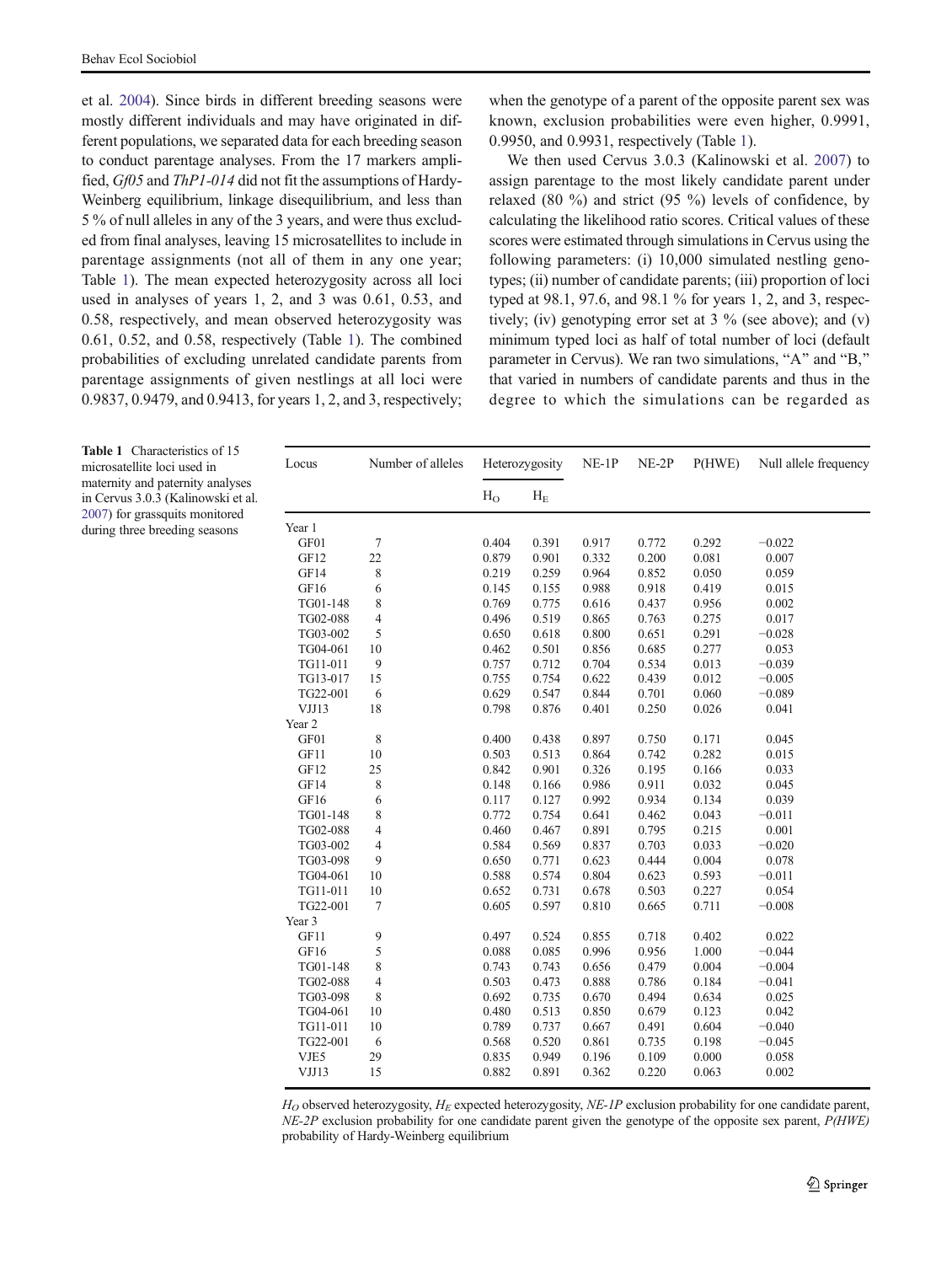et al. 2004). Since birds in different breeding seasons were mostly different individuals and may have originated in different populations, we separated data for each breeding season to conduct parentage analyses. From the 17 markers amplified, *Gf05* and *ThP1-014* did not fit the assumptions of Hardy-Weinberg equilibrium, linkage disequilibrium, and less than 5 % of null alleles in any of the 3 years, and were thus excluded from final analyses, leaving 15 microsatellites to include in parentage assignments (not all of them in any one year; Table 1). The mean expected heterozygosity across all loci used in analyses of years 1, 2, and 3 was 0.61, 0.53, and 0.58, respectively, and mean observed heterozygosity was 0.61, 0.52, and 0.58, respectively (Table 1). The combined probabilities of excluding unrelated candidate parents from parentage assignments of given nestlings at all loci were 0.9837, 0.9479, and 0.9413, for years 1, 2, and 3, respectively; when the genotype of a parent of the opposite parent sex was known, exclusion probabilities were even higher, 0.9991, 0.9950, and 0.9931, respectively (Table 1).

We then used Cervus 3.0.3 (Kalinowski et al. 2007) to assign parentage to the most likely candidate parent under relaxed (80 %) and strict (95 %) levels of confidence, by calculating the likelihood ratio scores. Critical values of these scores were estimated through simulations in Cervus using the following parameters: (i) 10,000 simulated nestling genotypes; (ii) number of candidate parents; (iii) proportion of loci typed at 98.1, 97.6, and 98.1 % for years 1, 2, and 3, respectively; (iv) genotyping error set at 3 % (see above); and (v) minimum typed loci as half of total number of loci (default parameter in Cervus). We ran two simulations, "A" and "B," that varied in numbers of candidate parents and thus in the degree to which the simulations can be regarded as

**Table 1** Characteristics of 15 microsatellite loci used in maternity and paternity analyses in Cervus 3.0.3 (Kalinowski et al. 2007) for grassquits monitored during three breeding seasons

| Locus | Number of alleles | Heterozygosity | | NE-1P | NE-2P | P(HWE) | Null allele frequency |
|---|---|---|---|---|---|---|---|
| | | $H_O$ | $H_E$ | | | | |
| Year 1 | | | | | | | |
| GF01 | 7 | 0.404 | 0.391 | 0.917 | 0.772 | 0.292 | −0.022 |
| GF12 | 22 | 0.879 | 0.901 | 0.332 | 0.200 | 0.081 | 0.007 |
| GF14 | 8 | 0.219 | 0.259 | 0.964 | 0.852 | 0.050 | 0.059 |
| GF16 | 6 | 0.145 | 0.155 | 0.988 | 0.918 | 0.419 | 0.015 |
| TG01-148 | 8 | 0.769 | 0.775 | 0.616 | 0.437 | 0.956 | 0.002 |
| TG02-088 | 4 | 0.496 | 0.519 | 0.865 | 0.763 | 0.275 | 0.017 |
| TG03-002 | 5 | 0.650 | 0.618 | 0.800 | 0.651 | 0.291 | −0.028 |
| TG04-061 | 10 | 0.462 | 0.501 | 0.856 | 0.685 | 0.277 | 0.053 |
| TG11-011 | 9 | 0.757 | 0.712 | 0.704 | 0.534 | 0.013 | −0.039 |
| TG13-017 | 15 | 0.755 | 0.754 | 0.622 | 0.439 | 0.012 | −0.005 |
| TG22-001 | 6 | 0.629 | 0.547 | 0.844 | 0.701 | 0.060 | −0.089 |
| VJJ13 | 18 | 0.798 | 0.876 | 0.401 | 0.250 | 0.026 | 0.041 |
| Year 2 | | | | | | | |
| GF01 | 8 | 0.400 | 0.438 | 0.897 | 0.750 | 0.171 | 0.045 |
| GF11 | 10 | 0.503 | 0.513 | 0.864 | 0.742 | 0.282 | 0.015 |
| GF12 | 25 | 0.842 | 0.901 | 0.326 | 0.195 | 0.166 | 0.033 |
| GF14 | 8 | 0.148 | 0.166 | 0.986 | 0.911 | 0.032 | 0.045 |
| GF16 | 6 | 0.117 | 0.127 | 0.992 | 0.934 | 0.134 | 0.039 |
| TG01-148 | 8 | 0.772 | 0.754 | 0.641 | 0.462 | 0.043 | −0.011 |
| TG02-088 | 4 | 0.460 | 0.467 | 0.891 | 0.795 | 0.215 | 0.001 |
| TG03-002 | 4 | 0.584 | 0.569 | 0.837 | 0.703 | 0.033 | −0.020 |
| TG03-098 | 9 | 0.650 | 0.771 | 0.623 | 0.444 | 0.004 | 0.078 |
| TG04-061 | 10 | 0.588 | 0.574 | 0.804 | 0.623 | 0.593 | −0.011 |
| TG11-011 | 10 | 0.652 | 0.731 | 0.678 | 0.503 | 0.227 | 0.054 |
| TG22-001 | 7 | 0.605 | 0.597 | 0.810 | 0.665 | 0.711 | −0.008 |
| Year 3 | | | | | | | |
| GF11 | 9 | 0.497 | 0.524 | 0.855 | 0.718 | 0.402 | 0.022 |
| GF16 | 5 | 0.088 | 0.085 | 0.996 | 0.956 | 1.000 | −0.044 |
| TG01-148 | 8 | 0.743 | 0.743 | 0.656 | 0.479 | 0.004 | −0.004 |
| TG02-088 | 4 | 0.503 | 0.473 | 0.888 | 0.786 | 0.184 | −0.041 |
| TG03-098 | 8 | 0.692 | 0.735 | 0.670 | 0.494 | 0.634 | 0.025 |
| TG04-061 | 10 | 0.480 | 0.513 | 0.850 | 0.679 | 0.123 | 0.042 |
| TG11-011 | 10 | 0.789 | 0.737 | 0.667 | 0.491 | 0.604 | −0.040 |
| TG22-001 | 6 | 0.568 | 0.520 | 0.861 | 0.735 | 0.198 | −0.045 |
| VJE5 | 29 | 0.835 | 0.949 | 0.196 | 0.109 | 0.000 | 0.058 |
| VJJ13 | 15 | 0.882 | 0.891 | 0.362 | 0.220 | 0.063 | 0.002 |

$H_O$ observed heterozygosity, $H_E$ expected heterozygosity, *NE-1P* exclusion probability for one candidate parent, *NE-2P* exclusion probability for one candidate parent given the genotype of the opposite sex parent, *P(HWE)* probability of Hardy-Weinberg equilibrium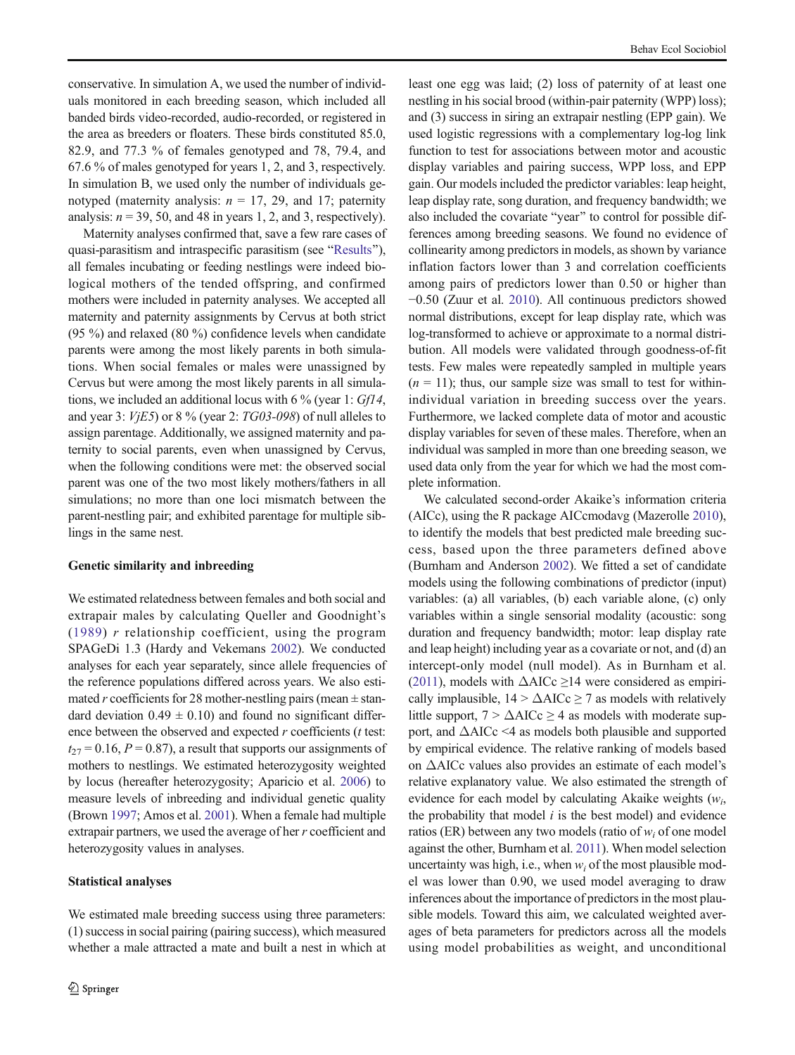conservative. In simulation A, we used the number of individuals monitored in each breeding season, which included all banded birds video-recorded, audio-recorded, or registered in the area as breeders or floaters. These birds constituted 85.0, 82.9, and 77.3 % of females genotyped and 78, 79.4, and 67.6 % of males genotyped for years 1, 2, and 3, respectively. In simulation B, we used only the number of individuals genotyped (maternity analysis: $n$ = 17, 29, and 17; paternity analysis: $n$ = 39, 50, and 48 in years 1, 2, and 3, respectively).

Maternity analyses confirmed that, save a few rare cases of quasi-parasitism and intraspecific parasitism (see "Results"), all females incubating or feeding nestlings were indeed biological mothers of the tended offspring, and confirmed mothers were included in paternity analyses. We accepted all maternity and paternity assignments by Cervus at both strict (95 %) and relaxed (80 %) confidence levels when candidate parents were among the most likely parents in both simulations. When social females or males were unassigned by Cervus but were among the most likely parents in all simulations, we included an additional locus with 6 % (year 1: *Gf14*, and year 3: *VjE5*) or 8 % (year 2: *TG03-098*) of null alleles to assign parentage. Additionally, we assigned maternity and paternity to social parents, even when unassigned by Cervus, when the following conditions were met: the observed social parent was one of the two most likely mothers/fathers in all simulations; no more than one loci mismatch between the parent-nestling pair; and exhibited parentage for multiple siblings in the same nest.

### Genetic similarity and inbreeding

We estimated relatedness between females and both social and extrapair males by calculating Queller and Goodnight's (1989) $r$ relationship coefficient, using the program SPAGeDi 1.3 (Hardy and Vekemans 2002). We conducted analyses for each year separately, since allele frequencies of the reference populations differed across years. We also estimated $r$ coefficients for 28 mother-nestling pairs (mean ± standard deviation 0.49 ± 0.10) and found no significant difference between the observed and expected $r$ coefficients ($t$ test: $t_{27}$ = 0.16, $P$ = 0.87), a result that supports our assignments of mothers to nestlings. We estimated heterozygosity weighted by locus (hereafter heterozygosity; Aparicio et al. 2006) to measure levels of inbreeding and individual genetic quality (Brown 1997; Amos et al. 2001). When a female had multiple extrapair partners, we used the average of her $r$ coefficient and heterozygosity values in analyses.

### Statistical analyses

We estimated male breeding success using three parameters: (1) success in social pairing (pairing success), which measured whether a male attracted a mate and built a nest in which at least one egg was laid; (2) loss of paternity of at least one nestling in his social brood (within-pair paternity (WPP) loss); and (3) success in siring an extrapair nestling (EPP gain). We used logistic regressions with a complementary log-log link function to test for associations between motor and acoustic display variables and pairing success, WPP loss, and EPP gain. Our models included the predictor variables: leap height, leap display rate, song duration, and frequency bandwidth; we also included the covariate "year" to control for possible differences among breeding seasons. We found no evidence of collinearity among predictors in models, as shown by variance inflation factors lower than 3 and correlation coefficients among pairs of predictors lower than 0.50 or higher than −0.50 (Zuur et al. 2010). All continuous predictors showed normal distributions, except for leap display rate, which was log-transformed to achieve or approximate to a normal distribution. All models were validated through goodness-of-fit tests. Few males were repeatedly sampled in multiple years ($n$ = 11); thus, our sample size was small to test for within-individual variation in breeding success over the years. Furthermore, we lacked complete data of motor and acoustic display variables for seven of these males. Therefore, when an individual was sampled in more than one breeding season, we used data only from the year for which we had the most complete information.

We calculated second-order Akaike's information criteria (AICc), using the R package AICcmodavg (Mazerolle 2010), to identify the models that best predicted male breeding success, based upon the three parameters defined above (Burnham and Anderson 2002). We fitted a set of candidate models using the following combinations of predictor (input) variables: (a) all variables, (b) each variable alone, (c) only variables within a single sensorial modality (acoustic: song duration and frequency bandwidth; motor: leap display rate and leap height) including year as a covariate or not, and (d) an intercept-only model (null model). As in Burnham et al. (2011), models with $\Delta$AICc ≥14 were considered as empirically implausible, 14 > $\Delta$AICc ≥ 7 as models with relatively little support, 7 > $\Delta$AICc ≥ 4 as models with moderate support, and $\Delta$AICc <4 as models both plausible and supported by empirical evidence. The relative ranking of models based on $\Delta$AICc values also provides an estimate of each model's relative explanatory value. We also estimated the strength of evidence for each model by calculating Akaike weights ($w_i$, the probability that model $i$ is the best model) and evidence ratios (ER) between two models (ratio of $w_i$ of one model against the other, Burnham et al. 2011). When model selection uncertainty was high, i.e., when $w_i$ of the most plausible model was lower than 0.90, we used model averaging to draw inferences about the importance of predictors in the most plausible models. Toward this aim, we calculated weighted averages of beta parameters for predictors across all the models using model probabilities as weight, and unconditional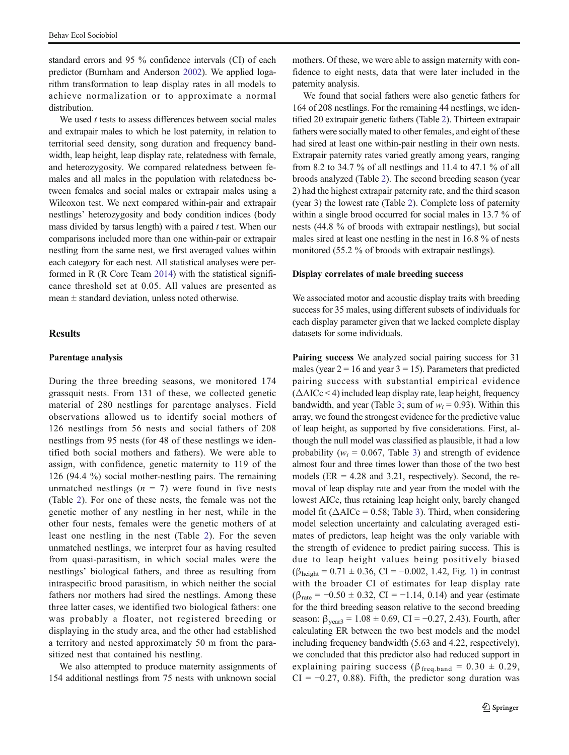standard errors and 95 % confidence intervals (CI) of each predictor (Burnham and Anderson 2002). We applied logarithm transformation to leap display rates in all models to achieve normalization or to approximate a normal distribution.

We used $t$ tests to assess differences between social males and extrapair males to which he lost paternity, in relation to territorial seed density, song duration and frequency bandwidth, leap height, leap display rate, relatedness with female, and heterozygosity. We compared relatedness between females and all males in the population with relatedness between females and social males or extrapair males using a Wilcoxon test. We next compared within-pair and extrapair nestlings' heterozygosity and body condition indices (body mass divided by tarsus length) with a paired $t$ test. When our comparisons included more than one within-pair or extrapair nestling from the same nest, we first averaged values within each category for each nest. All statistical analyses were performed in R (R Core Team 2014) with the statistical significance threshold set at 0.05. All values are presented as mean ± standard deviation, unless noted otherwise.

## Results

### Parentage analysis

During the three breeding seasons, we monitored 174 grassquit nests. From 131 of these, we collected genetic material of 280 nestlings for parentage analyses. Field observations allowed us to identify social mothers of 126 nestlings from 56 nests and social fathers of 208 nestlings from 95 nests (for 48 of these nestlings we identified both social mothers and fathers). We were able to assign, with confidence, genetic maternity to 119 of the 126 (94.4 %) social mother-nestling pairs. The remaining unmatched nestlings ($n$ = 7) were found in five nests (Table 2). For one of these nests, the female was not the genetic mother of any nestling in her nest, while in the other four nests, females were the genetic mothers of at least one nestling in the nest (Table 2). For the seven unmatched nestlings, we interpret four as having resulted from quasi-parasitism, in which social males were the nestlings' biological fathers, and three as resulting from intraspecific brood parasitism, in which neither the social fathers nor mothers had sired the nestlings. Among these three latter cases, we identified two biological fathers: one was probably a floater, not registered breeding or displaying in the study area, and the other had established a territory and nested approximately 50 m from the parasitized nest that contained his nestling.

We also attempted to produce maternity assignments of 154 additional nestlings from 75 nests with unknown social mothers. Of these, we were able to assign maternity with confidence to eight nests, data that were later included in the paternity analysis.

We found that social fathers were also genetic fathers for 164 of 208 nestlings. For the remaining 44 nestlings, we identified 20 extrapair genetic fathers (Table 2). Thirteen extrapair fathers were socially mated to other females, and eight of these had sired at least one within-pair nestling in their own nests. Extrapair paternity rates varied greatly among years, ranging from 8.2 to 34.7 % of all nestlings and 11.4 to 47.1 % of all broods analyzed (Table 2). The second breeding season (year 2) had the highest extrapair paternity rate, and the third season (year 3) the lowest rate (Table 2). Complete loss of paternity within a single brood occurred for social males in 13.7 % of nests (44.8 % of broods with extrapair nestlings), but social males sired at least one nestling in the nest in 16.8 % of nests monitored (55.2 % of broods with extrapair nestlings).

### Display correlates of male breeding success

We associated motor and acoustic display traits with breeding success for 35 males, using different subsets of individuals for each display parameter given that we lacked complete display datasets for some individuals.

**Pairing success** We analyzed social pairing success for 31 males (year 2 = 16 and year 3 = 15). Parameters that predicted pairing success with substantial empirical evidence ($\Delta$AICc < 4) included leap display rate, leap height, frequency bandwidth, and year (Table 3; sum of $w_i$ = 0.93). Within this array, we found the strongest evidence for the predictive value of leap height, as supported by five considerations. First, although the null model was classified as plausible, it had a low probability ($w_i$ = 0.067, Table 3) and strength of evidence almost four and three times lower than those of the two best models (ER = 4.28 and 3.21, respectively). Second, the removal of leap display rate and year from the model with the lowest AICc, thus retaining leap height only, barely changed model fit ($\Delta$AICc = 0.58; Table 3). Third, when considering model selection uncertainty and calculating averaged estimates of predictors, leap height was the only variable with the strength of evidence to predict pairing success. This is due to leap height values being positively biased ($\beta_{\text{height}}$ = 0.71 ± 0.36, CI = −0.002, 1.42, Fig. 1) in contrast with the broader CI of estimates for leap display rate ($\beta_{\text{rate}}$ = −0.50 ± 0.32, CI = −1.14, 0.14) and year (estimate for the third breeding season relative to the second breeding season: $\beta_{\text{year3}}$ = 1.08 ± 0.69, CI = −0.27, 2.43). Fourth, after calculating ER between the two best models and the model including frequency bandwidth (5.63 and 4.22, respectively), we concluded that this predictor also had reduced support in explaining pairing success ($\beta_{\text{freq.band}}$ = 0.30 ± 0.29, CI = −0.27, 0.88). Fifth, the predictor song duration was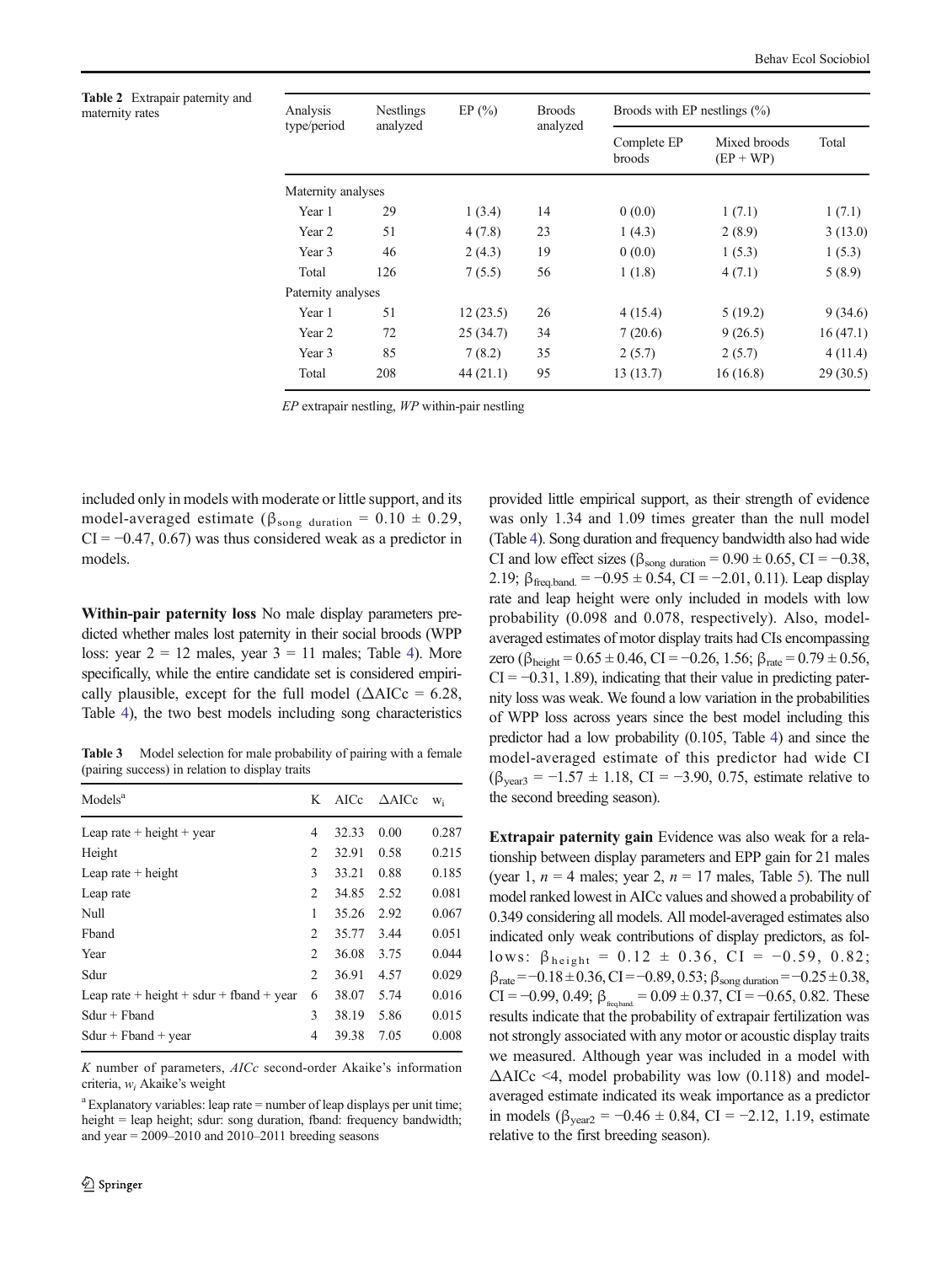**Table 2** Extrapair paternity and maternity rates

| Analysis type/period | Nestlings analyzed | EP (%) | Broods analyzed | Broods with EP nestlings (%) | | |
|---|---|---|---|---|---|---|
| | | | | Complete EP broods | Mixed broods (EP + WP) | Total |
| Maternity analyses | | | | | | |
| Year 1 | 29 | 1 (3.4) | 14 | 0 (0.0) | 1 (7.1) | 1 (7.1) |
| Year 2 | 51 | 4 (7.8) | 23 | 1 (4.3) | 2 (8.9) | 3 (13.0) |
| Year 3 | 46 | 2 (4.3) | 19 | 0 (0.0) | 1 (5.3) | 1 (5.3) |
| Total | 126 | 7 (5.5) | 56 | 1 (1.8) | 4 (7.1) | 5 (8.9) |
| Paternity analyses | | | | | | |
| Year 1 | 51 | 12 (23.5) | 26 | 4 (15.4) | 5 (19.2) | 9 (34.6) |
| Year 2 | 72 | 25 (34.7) | 34 | 7 (20.6) | 9 (26.5) | 16 (47.1) |
| Year 3 | 85 | 7 (8.2) | 35 | 2 (5.7) | 2 (5.7) | 4 (11.4) |
| Total | 208 | 44 (21.1) | 95 | 13 (13.7) | 16 (16.8) | 29 (30.5) |

*EP* extrapair nestling, *WP* within-pair nestling

included only in models with moderate or little support, and its model-averaged estimate ($\beta_{\text{song duration}} = 0.10 \pm 0.29$, CI = −0.47, 0.67) was thus considered weak as a predictor in models.

**Within-pair paternity loss** No male display parameters predicted whether males lost paternity in their social broods (WPP loss: year 2 = 12 males, year 3 = 11 males; Table 4). More specifically, while the entire candidate set is considered empirically plausible, except for the full model ($\Delta$AICc = 6.28, Table 4), the two best models including song characteristics provided little empirical support, as their strength of evidence was only 1.34 and 1.09 times greater than the null model (Table 4). Song duration and frequency bandwidth also had wide CI and low effect sizes ($\beta_{\text{song duration}} = 0.90 \pm 0.65$, CI = −0.38, 2.19; $\beta_{\text{freq.band.}} = -0.95 \pm 0.54$, CI = −2.01, 0.11). Leap display rate and leap height were only included in models with low probability (0.098 and 0.078, respectively). Also, model-averaged estimates of motor display traits had CIs encompassing zero ($\beta_{\text{height}} = 0.65 \pm 0.46$, CI = −0.26, 1.56; $\beta_{\text{rate}} = 0.79 \pm 0.56$, CI = −0.31, 1.89), indicating that their value in predicting paternity loss was weak. We found a low variation in the probabilities of WPP loss across years since the best model including this predictor had a low probability (0.105, Table 4) and since the model-averaged estimate of this predictor had wide CI ($\beta_{\text{year3}} = -1.57 \pm 1.18$, CI = −3.90, 0.75, estimate relative to the second breeding season).

**Table 3** Model selection for male probability of pairing with a female (pairing success) in relation to display traits

| Models[a] | K | AICc | ΔAICc | $w_i$ |
|---|---|---|---|---|
| Leap rate + height + year | 4 | 32.33 | 0.00 | 0.287 |
| Height | 2 | 32.91 | 0.58 | 0.215 |
| Leap rate + height | 3 | 33.21 | 0.88 | 0.185 |
| Leap rate | 2 | 34.85 | 2.52 | 0.081 |
| Null | 1 | 35.26 | 2.92 | 0.067 |
| Fband | 2 | 35.77 | 3.44 | 0.051 |
| Year | 2 | 36.08 | 3.75 | 0.044 |
| Sdur | 2 | 36.91 | 4.57 | 0.029 |
| Leap rate + height + sdur + fband + year | 6 | 38.07 | 5.74 | 0.016 |
| Sdur + Fband | 3 | 38.19 | 5.86 | 0.015 |
| Sdur + Fband + year | 4 | 39.38 | 7.05 | 0.008 |

*K* number of parameters, *AICc* second-order Akaike's information criteria, $w_i$ Akaike's weight

[a] Explanatory variables: leap rate = number of leap displays per unit time; height = leap height; sdur: song duration, fband: frequency bandwidth; and year = 2009–2010 and 2010–2011 breeding seasons

**Extrapair paternity gain** Evidence was also weak for a relationship between display parameters and EPP gain for 21 males (year 1, $n = 4$ males; year 2, $n = 17$ males, Table 5). The null model ranked lowest in AICc values and showed a probability of 0.349 considering all models. All model-averaged estimates also indicated only weak contributions of display predictors, as follows: $\beta_{\text{height}} = 0.12 \pm 0.36$, CI = −0.59, 0.82; $\beta_{\text{rate}} = -0.18 \pm 0.36$, CI = −0.89, 0.53; $\beta_{\text{song duration}} = -0.25 \pm 0.38$, CI = −0.99, 0.49; $\beta_{\text{freq.band.}} = 0.09 \pm 0.37$, CI = −0.65, 0.82. These results indicate that the probability of extrapair fertilization was not strongly associated with any motor or acoustic display traits we measured. Although year was included in a model with $\Delta$AICc <4, model probability was low (0.118) and model-averaged estimate indicated its weak importance as a predictor in models ($\beta_{\text{year2}} = -0.46 \pm 0.84$, CI = −2.12, 1.19, estimate relative to the first breeding season).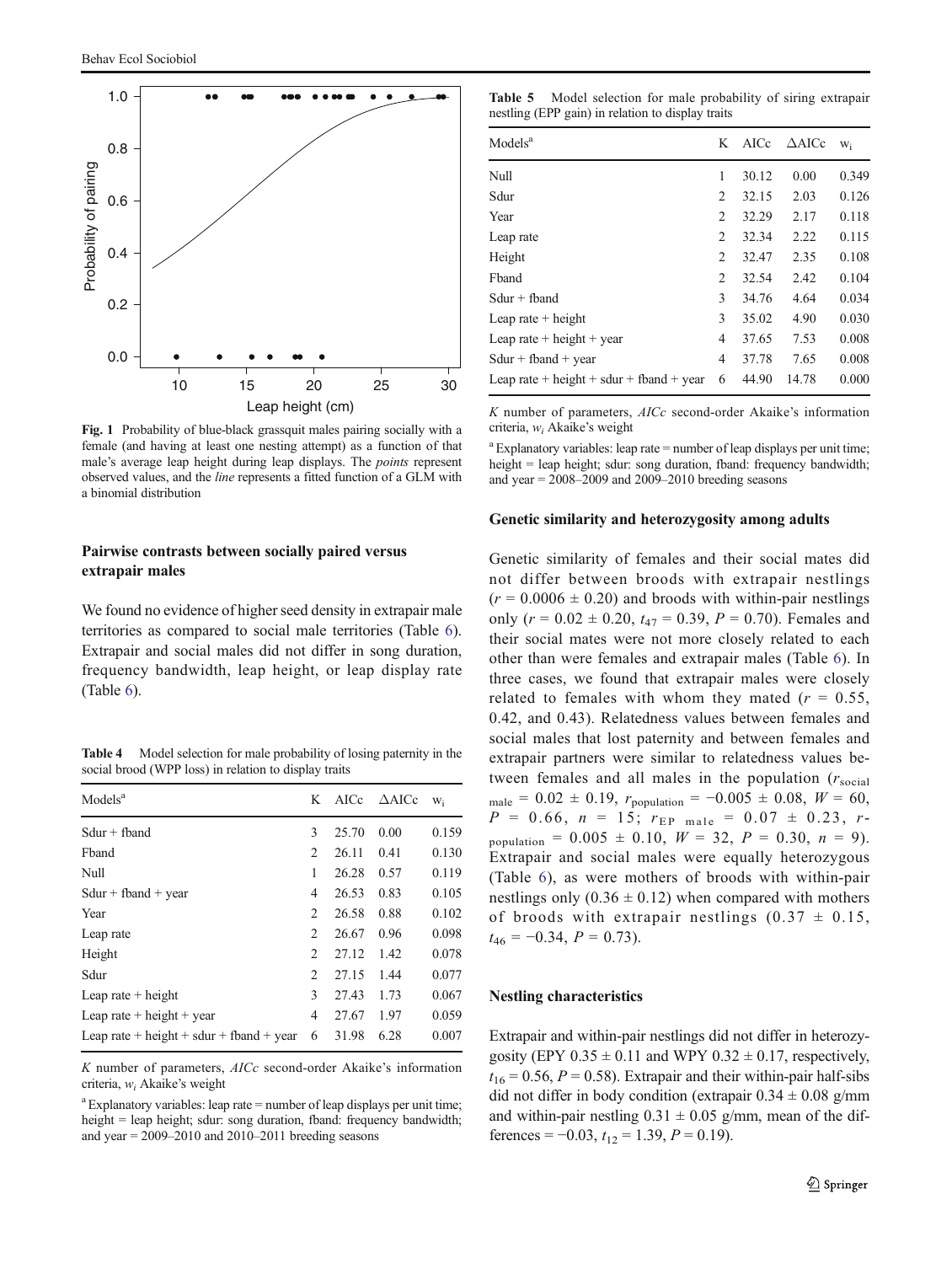**Fig. 1** Probability of blue-black grassquit males pairing socially with a female (and having at least one nesting attempt) as a function of that male's average leap height during leap displays. The *points* represent observed values, and the *line* represents a fitted function of a GLM with a binomial distribution

### Pairwise contrasts between socially paired versus extrapair males

We found no evidence of higher seed density in extrapair male territories as compared to social male territories (Table 6). Extrapair and social males did not differ in song duration, frequency bandwidth, leap height, or leap display rate (Table 6).

**Table 4** Model selection for male probability of losing paternity in the social brood (WPP loss) in relation to display traits

| Models[a] | K | AICc | ΔAICc | $w_i$ |
|---|---|---|---|---|
| Sdur + fband | 3 | 25.70 | 0.00 | 0.159 |
| Fband | 2 | 26.11 | 0.41 | 0.130 |
| Null | 1 | 26.28 | 0.57 | 0.119 |
| Sdur + fband + year | 4 | 26.53 | 0.83 | 0.105 |
| Year | 2 | 26.58 | 0.88 | 0.102 |
| Leap rate | 2 | 26.67 | 0.96 | 0.098 |
| Height | 2 | 27.12 | 1.42 | 0.078 |
| Sdur | 2 | 27.15 | 1.44 | 0.077 |
| Leap rate + height | 3 | 27.43 | 1.73 | 0.067 |
| Leap rate + height + year | 4 | 27.67 | 1.97 | 0.059 |
| Leap rate + height + sdur + fband + year | 6 | 31.98 | 6.28 | 0.007 |

*K* number of parameters, *AICc* second-order Akaike's information criteria, $w_i$ Akaike's weight

[a] Explanatory variables: leap rate = number of leap displays per unit time; height = leap height; sdur: song duration, fband: frequency bandwidth; and year = 2009–2010 and 2010–2011 breeding seasons

**Table 5** Model selection for male probability of siring extrapair nestling (EPP gain) in relation to display traits

| Models[a] | K | AICc | ΔAICc | $w_i$ |
|---|---|---|---|---|
| Null | 1 | 30.12 | 0.00 | 0.349 |
| Sdur | 2 | 32.15 | 2.03 | 0.126 |
| Year | 2 | 32.29 | 2.17 | 0.118 |
| Leap rate | 2 | 32.34 | 2.22 | 0.115 |
| Height | 2 | 32.47 | 2.35 | 0.108 |
| Fband | 2 | 32.54 | 2.42 | 0.104 |
| Sdur + fband | 3 | 34.76 | 4.64 | 0.034 |
| Leap rate + height | 3 | 35.02 | 4.90 | 0.030 |
| Leap rate + height + year | 4 | 37.65 | 7.53 | 0.008 |
| Sdur + fband + year | 4 | 37.78 | 7.65 | 0.008 |
| Leap rate + height + sdur + fband + year | 6 | 44.90 | 14.78 | 0.000 |

*K* number of parameters, *AICc* second-order Akaike's information criteria, $w_i$ Akaike's weight

[a] Explanatory variables: leap rate = number of leap displays per unit time; height = leap height; sdur: song duration, fband: frequency bandwidth; and year = 2008–2009 and 2009–2010 breeding seasons

### Genetic similarity and heterozygosity among adults

Genetic similarity of females and their social mates did not differ between broods with extrapair nestlings ($r = 0.0006 \pm 0.20$) and broods with within-pair nestlings only ($r = 0.02 \pm 0.20$, $t_{47} = 0.39$, $P = 0.70$). Females and their social mates were not more closely related to each other than were females and extrapair males (Table 6). In three cases, we found that extrapair males were closely related to females with whom they mated ($r = 0.55$, 0.42, and 0.43). Relatedness values between females and social males that lost paternity and between females and extrapair partners were similar to relatedness values between females and all males in the population ($r_{\text{social male}} = 0.02 \pm 0.19$, $r_{\text{population}} = -0.005 \pm 0.08$, $W = 60$, $P = 0.66$, $n = 15$; $r_{\text{EP male}} = 0.07 \pm 0.23$, $r_{\text{population}} = 0.005 \pm 0.10$, $W = 32$, $P = 0.30$, $n = 9$). Extrapair and social males were equally heterozygous (Table 6), as were mothers of broods with within-pair nestlings only ($0.36 \pm 0.12$) when compared with mothers of broods with extrapair nestlings ($0.37 \pm 0.15$, $t_{46} = -0.34$, $P = 0.73$).

### Nestling characteristics

Extrapair and within-pair nestlings did not differ in heterozygosity (EPY $0.35 \pm 0.11$ and WPY $0.32 \pm 0.17$, respectively, $t_{16} = 0.56$, $P = 0.58$). Extrapair and their within-pair half-sibs did not differ in body condition (extrapair $0.34 \pm 0.08$ g/mm and within-pair nestling $0.31 \pm 0.05$ g/mm, mean of the differences = −0.03, $t_{12} = 1.39$, $P = 0.19$).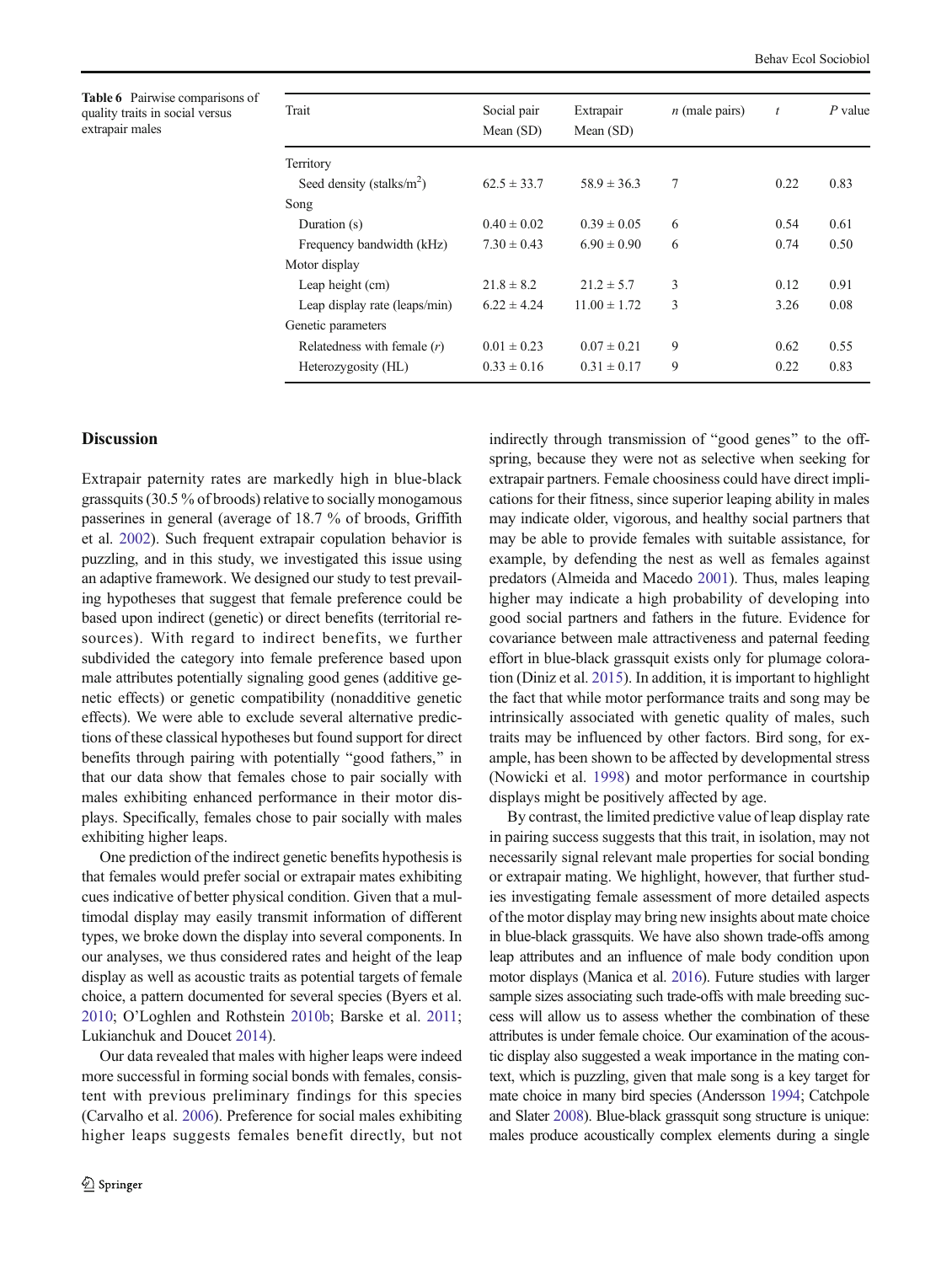**Table 6** Pairwise comparisons of quality traits in social versus extrapair males

| Trait | Social pair Mean (SD) | Extrapair Mean (SD) | *n* (male pairs) | *t* | *P* value |
|---|---|---|---|---|---|
| Territory | | | | | |
| Seed density (stalks/m$^2$) | 62.5 ± 33.7 | 58.9 ± 36.3 | 7 | 0.22 | 0.83 |
| Song | | | | | |
| Duration (s) | 0.40 ± 0.02 | 0.39 ± 0.05 | 6 | 0.54 | 0.61 |
| Frequency bandwidth (kHz) | 7.30 ± 0.43 | 6.90 ± 0.90 | 6 | 0.74 | 0.50 |
| Motor display | | | | | |
| Leap height (cm) | 21.8 ± 8.2 | 21.2 ± 5.7 | 3 | 0.12 | 0.91 |
| Leap display rate (leaps/min) | 6.22 ± 4.24 | 11.00 ± 1.72 | 3 | 3.26 | 0.08 |
| Genetic parameters | | | | | |
| Relatedness with female (*r*) | 0.01 ± 0.23 | 0.07 ± 0.21 | 9 | 0.62 | 0.55 |
| Heterozygosity (HL) | 0.33 ± 0.16 | 0.31 ± 0.17 | 9 | 0.22 | 0.83 |

## Discussion

Extrapair paternity rates are markedly high in blue-black grassquits (30.5 % of broods) relative to socially monogamous passerines in general (average of 18.7 % of broods, Griffith et al. 2002). Such frequent extrapair copulation behavior is puzzling, and in this study, we investigated this issue using an adaptive framework. We designed our study to test prevailing hypotheses that suggest that female preference could be based upon indirect (genetic) or direct benefits (territorial resources). With regard to indirect benefits, we further subdivided the category into female preference based upon male attributes potentially signaling good genes (additive genetic effects) or genetic compatibility (nonadditive genetic effects). We were able to exclude several alternative predictions of these classical hypotheses but found support for direct benefits through pairing with potentially "good fathers," in that our data show that females chose to pair socially with males exhibiting enhanced performance in their motor displays. Specifically, females chose to pair socially with males exhibiting higher leaps.

One prediction of the indirect genetic benefits hypothesis is that females would prefer social or extrapair mates exhibiting cues indicative of better physical condition. Given that a multimodal display may easily transmit information of different types, we broke down the display into several components. In our analyses, we thus considered rates and height of the leap display as well as acoustic traits as potential targets of female choice, a pattern documented for several species (Byers et al. 2010; O'Loghlen and Rothstein 2010b; Barske et al. 2011; Lukianchuk and Doucet 2014).

Our data revealed that males with higher leaps were indeed more successful in forming social bonds with females, consistent with previous preliminary findings for this species (Carvalho et al. 2006). Preference for social males exhibiting higher leaps suggests females benefit directly, but not indirectly through transmission of "good genes" to the offspring, because they were not as selective when seeking for extrapair partners. Female choosiness could have direct implications for their fitness, since superior leaping ability in males may indicate older, vigorous, and healthy social partners that may be able to provide females with suitable assistance, for example, by defending the nest as well as females against predators (Almeida and Macedo 2001). Thus, males leaping higher may indicate a high probability of developing into good social partners and fathers in the future. Evidence for covariance between male attractiveness and paternal feeding effort in blue-black grassquit exists only for plumage coloration (Diniz et al. 2015). In addition, it is important to highlight the fact that while motor performance traits and song may be intrinsically associated with genetic quality of males, such traits may be influenced by other factors. Bird song, for example, has been shown to be affected by developmental stress (Nowicki et al. 1998) and motor performance in courtship displays might be positively affected by age.

By contrast, the limited predictive value of leap display rate in pairing success suggests that this trait, in isolation, may not necessarily signal relevant male properties for social bonding or extrapair mating. We highlight, however, that further studies investigating female assessment of more detailed aspects of the motor display may bring new insights about mate choice in blue-black grassquits. We have also shown trade-offs among leap attributes and an influence of male body condition upon motor displays (Manica et al. 2016). Future studies with larger sample sizes associating such trade-offs with male breeding success will allow us to assess whether the combination of these attributes is under female choice. Our examination of the acoustic display also suggested a weak importance in the mating context, which is puzzling, given that male song is a key target for mate choice in many bird species (Andersson 1994; Catchpole and Slater 2008). Blue-black grassquit song structure is unique: males produce acoustically complex elements during a single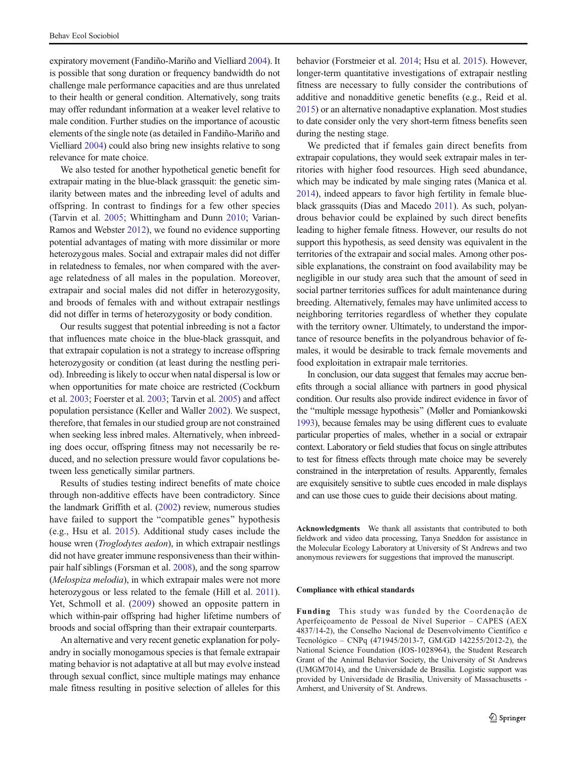expiratory movement (Fandiño-Mariño and Vielliard 2004). It is possible that song duration or frequency bandwidth do not challenge male performance capacities and are thus unrelated to their health or general condition. Alternatively, song traits may offer redundant information at a weaker level relative to male condition. Further studies on the importance of acoustic elements of the single note (as detailed in Fandiño-Mariño and Vielliard 2004) could also bring new insights relative to song relevance for mate choice.

We also tested for another hypothetical genetic benefit for extrapair mating in the blue-black grassquit: the genetic similarity between mates and the inbreeding level of adults and offspring. In contrast to findings for a few other species (Tarvin et al. 2005; Whittingham and Dunn 2010; Varian-Ramos and Webster 2012), we found no evidence supporting potential advantages of mating with more dissimilar or more heterozygous males. Social and extrapair males did not differ in relatedness to females, nor when compared with the average relatedness of all males in the population. Moreover, extrapair and social males did not differ in heterozygosity, and broods of females with and without extrapair nestlings did not differ in terms of heterozygosity or body condition.

Our results suggest that potential inbreeding is not a factor that influences mate choice in the blue-black grassquit, and that extrapair copulation is not a strategy to increase offspring heterozygosity or condition (at least during the nestling period). Inbreeding is likely to occur when natal dispersal is low or when opportunities for mate choice are restricted (Cockburn et al. 2003; Foerster et al. 2003; Tarvin et al. 2005) and affect population persistance (Keller and Waller 2002). We suspect, therefore, that females in our studied group are not constrained when seeking less inbred males. Alternatively, when inbreeding does occur, offspring fitness may not necessarily be reduced, and no selection pressure would favor copulations between less genetically similar partners.

Results of studies testing indirect benefits of mate choice through non-additive effects have been contradictory. Since the landmark Griffith et al. (2002) review, numerous studies have failed to support the "compatible genes" hypothesis (e.g., Hsu et al. 2015). Additional study cases include the house wren (*Troglodytes aedon*), in which extrapair nestlings did not have greater immune responsiveness than their within-pair half siblings (Forsman et al. 2008), and the song sparrow (*Melospiza melodia*), in which extrapair males were not more heterozygous or less related to the female (Hill et al. 2011). Yet, Schmoll et al. (2009) showed an opposite pattern in which within-pair offspring had higher lifetime numbers of broods and social offspring than their extrapair counterparts.

An alternative and very recent genetic explanation for polyandry in socially monogamous species is that female extrapair mating behavior is not adaptative at all but may evolve instead through sexual conflict, since multiple matings may enhance male fitness resulting in positive selection of alleles for this behavior (Forstmeier et al. 2014; Hsu et al. 2015). However, longer-term quantitative investigations of extrapair nestling fitness are necessary to fully consider the contributions of additive and nonadditive genetic benefits (e.g., Reid et al. 2015) or an alternative nonadaptive explanation. Most studies to date consider only the very short-term fitness benefits seen during the nesting stage.

We predicted that if females gain direct benefits from extrapair copulations, they would seek extrapair males in territories with higher food resources. High seed abundance, which may be indicated by male singing rates (Manica et al. 2014), indeed appears to favor high fertility in female blue-black grassquits (Dias and Macedo 2011). As such, polyandrous behavior could be explained by such direct benefits leading to higher female fitness. However, our results do not support this hypothesis, as seed density was equivalent in the territories of the extrapair and social males. Among other possible explanations, the constraint on food availability may be negligible in our study area such that the amount of seed in social partner territories suffices for adult maintenance during breeding. Alternatively, females may have unlimited access to neighboring territories regardless of whether they copulate with the territory owner. Ultimately, to understand the importance of resource benefits in the polyandrous behavior of females, it would be desirable to track female movements and food exploitation in extrapair male territories.

In conclusion, our data suggest that females may accrue benefits through a social alliance with partners in good physical condition. Our results also provide indirect evidence in favor of the "multiple message hypothesis" (Møller and Pomiankowski 1993), because females may be using different cues to evaluate particular properties of males, whether in a social or extrapair context. Laboratory or field studies that focus on single attributes to test for fitness effects through mate choice may be severely constrained in the interpretation of results. Apparently, females are exquisitely sensitive to subtle cues encoded in male displays and can use those cues to guide their decisions about mating.

**Acknowledgments** We thank all assistants that contributed to both fieldwork and video data processing, Tanya Sneddon for assistance in the Molecular Ecology Laboratory at University of St Andrews and two anonymous reviewers for suggestions that improved the manuscript.

**Compliance with ethical standards**

**Funding** This study was funded by the Coordenação de Aperfeiçoamento de Pessoal de Nível Superior – CAPES (AEX 4837/14-2), the Conselho Nacional de Desenvolvimento Científico e Tecnológico – CNPq (471945/2013-7, GM/GD 142255/2012-2), the National Science Foundation (IOS-1028964), the Student Research Grant of the Animal Behavior Society, the University of St Andrews (UMGM7014), and the Universidade de Brasília. Logistic support was provided by Universidade de Brasília, University of Massachusetts - Amherst, and University of St. Andrews.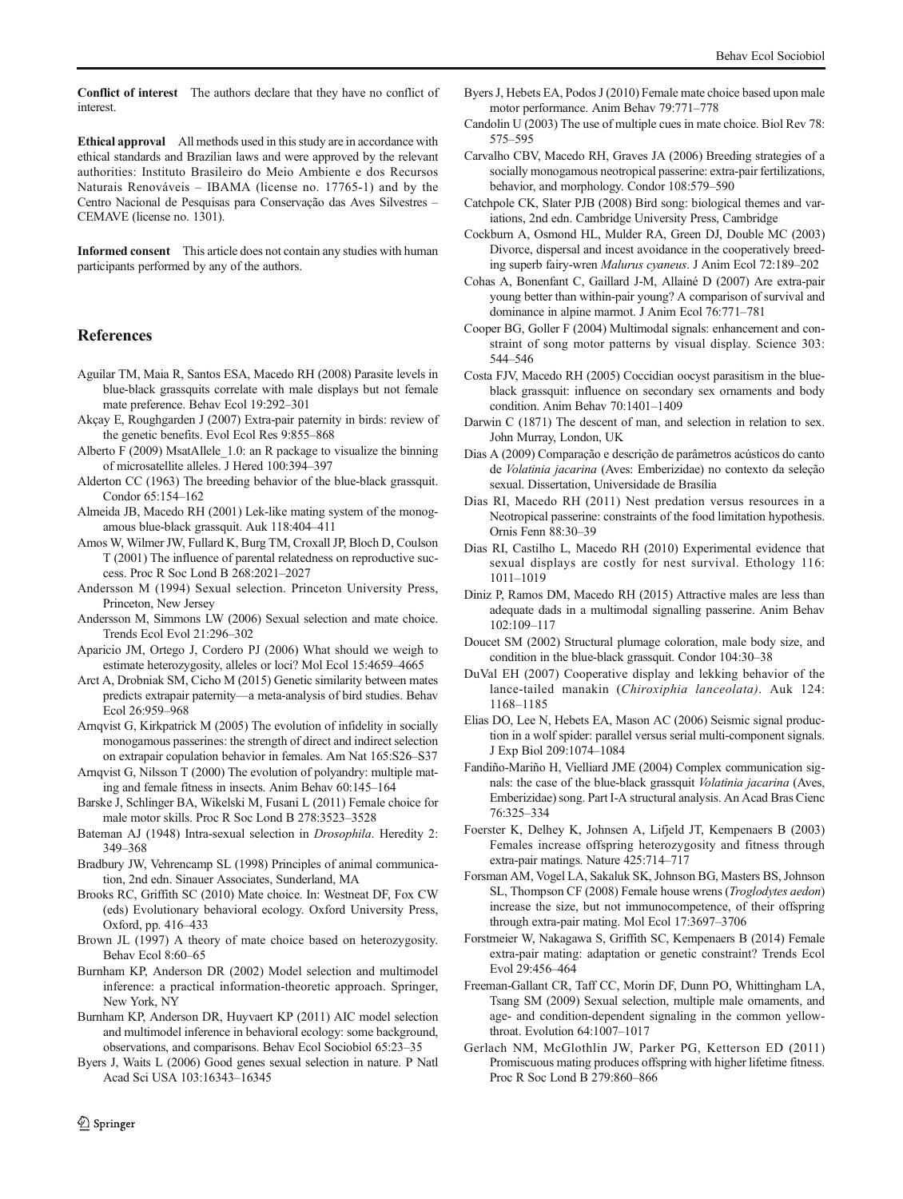**Conflict of interest** The authors declare that they have no conflict of interest.

**Ethical approval** All methods used in this study are in accordance with ethical standards and Brazilian laws and were approved by the relevant authorities: Instituto Brasileiro do Meio Ambiente e dos Recursos Naturais Renováveis – IBAMA (license no. 17765-1) and by the Centro Nacional de Pesquisas para Conservação das Aves Silvestres – CEMAVE (license no. 1301).

**Informed consent** This article does not contain any studies with human participants performed by any of the authors.

## References

Aguilar TM, Maia R, Santos ESA, Macedo RH (2008) Parasite levels in blue-black grassquits correlate with male displays but not female mate preference. Behav Ecol 19:292–301

Akçay E, Roughgarden J (2007) Extra-pair paternity in birds: review of the genetic benefits. Evol Ecol Res 9:855–868

Alberto F (2009) MsatAllele_1.0: an R package to visualize the binning of microsatellite alleles. J Hered 100:394–397

Alderton CC (1963) The breeding behavior of the blue-black grassquit. Condor 65:154–162

Almeida JB, Macedo RH (2001) Lek-like mating system of the monogamous blue-black grassquit. Auk 118:404–411

Amos W, Wilmer JW, Fullard K, Burg TM, Croxall JP, Bloch D, Coulson T (2001) The influence of parental relatedness on reproductive success. Proc R Soc Lond B 268:2021–2027

Andersson M (1994) Sexual selection. Princeton University Press, Princeton, New Jersey

Andersson M, Simmons LW (2006) Sexual selection and mate choice. Trends Ecol Evol 21:296–302

Aparicio JM, Ortego J, Cordero PJ (2006) What should we weigh to estimate heterozygosity, alleles or loci? Mol Ecol 15:4659–4665

Arct A, Drobniak SM, Cicho M (2015) Genetic similarity between mates predicts extrapair paternity—a meta-analysis of bird studies. Behav Ecol 26:959–968

Arnqvist G, Kirkpatrick M (2005) The evolution of infidelity in socially monogamous passerines: the strength of direct and indirect selection on extrapair copulation behavior in females. Am Nat 165:S26–S37

Arnqvist G, Nilsson T (2000) The evolution of polyandry: multiple mating and female fitness in insects. Anim Behav 60:145–164

Barske J, Schlinger BA, Wikelski M, Fusani L (2011) Female choice for male motor skills. Proc R Soc Lond B 278:3523–3528

Bateman AJ (1948) Intra-sexual selection in *Drosophila*. Heredity 2: 349–368

Bradbury JW, Vehrencamp SL (1998) Principles of animal communication, 2nd edn. Sinauer Associates, Sunderland, MA

Brooks RC, Griffith SC (2010) Mate choice. In: Westneat DF, Fox CW (eds) Evolutionary behavioral ecology. Oxford University Press, Oxford, pp. 416–433

Brown JL (1997) A theory of mate choice based on heterozygosity. Behav Ecol 8:60–65

Burnham KP, Anderson DR (2002) Model selection and multimodel inference: a practical information-theoretic approach. Springer, New York, NY

Burnham KP, Anderson DR, Huyvaert KP (2011) AIC model selection and multimodel inference in behavioral ecology: some background, observations, and comparisons. Behav Ecol Sociobiol 65:23–35

Byers J, Waits L (2006) Good genes sexual selection in nature. P Natl Acad Sci USA 103:16343–16345

Byers J, Hebets EA, Podos J (2010) Female mate choice based upon male motor performance. Anim Behav 79:771–778

Candolin U (2003) The use of multiple cues in mate choice. Biol Rev 78: 575–595

Carvalho CBV, Macedo RH, Graves JA (2006) Breeding strategies of a socially monogamous neotropical passerine: extra-pair fertilizations, behavior, and morphology. Condor 108:579–590

Catchpole CK, Slater PJB (2008) Bird song: biological themes and variations, 2nd edn. Cambridge University Press, Cambridge

Cockburn A, Osmond HL, Mulder RA, Green DJ, Double MC (2003) Divorce, dispersal and incest avoidance in the cooperatively breeding superb fairy-wren *Malurus cyaneus*. J Anim Ecol 72:189–202

Cohas A, Bonenfant C, Gaillard J-M, Allainé D (2007) Are extra-pair young better than within-pair young? A comparison of survival and dominance in alpine marmot. J Anim Ecol 76:771–781

Cooper BG, Goller F (2004) Multimodal signals: enhancement and constraint of song motor patterns by visual display. Science 303: 544–546

Costa FJV, Macedo RH (2005) Coccidian oocyst parasitism in the blue-black grassquit: influence on secondary sex ornaments and body condition. Anim Behav 70:1401–1409

Darwin C (1871) The descent of man, and selection in relation to sex. John Murray, London, UK

Dias A (2009) Comparação e descrição de parâmetros acústicos do canto de *Volatinia jacarina* (Aves: Emberizidae) no contexto da seleção sexual. Dissertation, Universidade de Brasília

Dias RI, Macedo RH (2011) Nest predation versus resources in a Neotropical passerine: constraints of the food limitation hypothesis. Ornis Fenn 88:30–39

Dias RI, Castilho L, Macedo RH (2010) Experimental evidence that sexual displays are costly for nest survival. Ethology 116: 1011–1019

Diniz P, Ramos DM, Macedo RH (2015) Attractive males are less than adequate dads in a multimodal signalling passerine. Anim Behav 102:109–117

Doucet SM (2002) Structural plumage coloration, male body size, and condition in the blue-black grassquit. Condor 104:30–38

DuVal EH (2007) Cooperative display and lekking behavior of the lance-tailed manakin (*Chiroxiphia lanceolata*). Auk 124: 1168–1185

Elias DO, Lee N, Hebets EA, Mason AC (2006) Seismic signal production in a wolf spider: parallel versus serial multi-component signals. J Exp Biol 209:1074–1084

Fandiño-Mariño H, Vielliard JME (2004) Complex communication signals: the case of the blue-black grassquit *Volatinia jacarina* (Aves, Emberizidae) song. Part I-A structural analysis. An Acad Bras Cienc 76:325–334

Foerster K, Delhey K, Johnsen A, Lifjeld JT, Kempenaers B (2003) Females increase offspring heterozygosity and fitness through extra-pair matings. Nature 425:714–717

Forsman AM, Vogel LA, Sakaluk SK, Johnson BG, Masters BS, Johnson SL, Thompson CF (2008) Female house wrens (*Troglodytes aedon*) increase the size, but not immunocompetence, of their offspring through extra-pair mating. Mol Ecol 17:3697–3706

Forstmeier W, Nakagawa S, Griffith SC, Kempenaers B (2014) Female extra-pair mating: adaptation or genetic constraint? Trends Ecol Evol 29:456–464

Freeman-Gallant CR, Taff CC, Morin DF, Dunn PO, Whittingham LA, Tsang SM (2009) Sexual selection, multiple male ornaments, and age- and condition-dependent signaling in the common yellowthroat. Evolution 64:1007–1017

Gerlach NM, McGlothlin JW, Parker PG, Ketterson ED (2011) Promiscuous mating produces offspring with higher lifetime fitness. Proc R Soc Lond B 279:860–866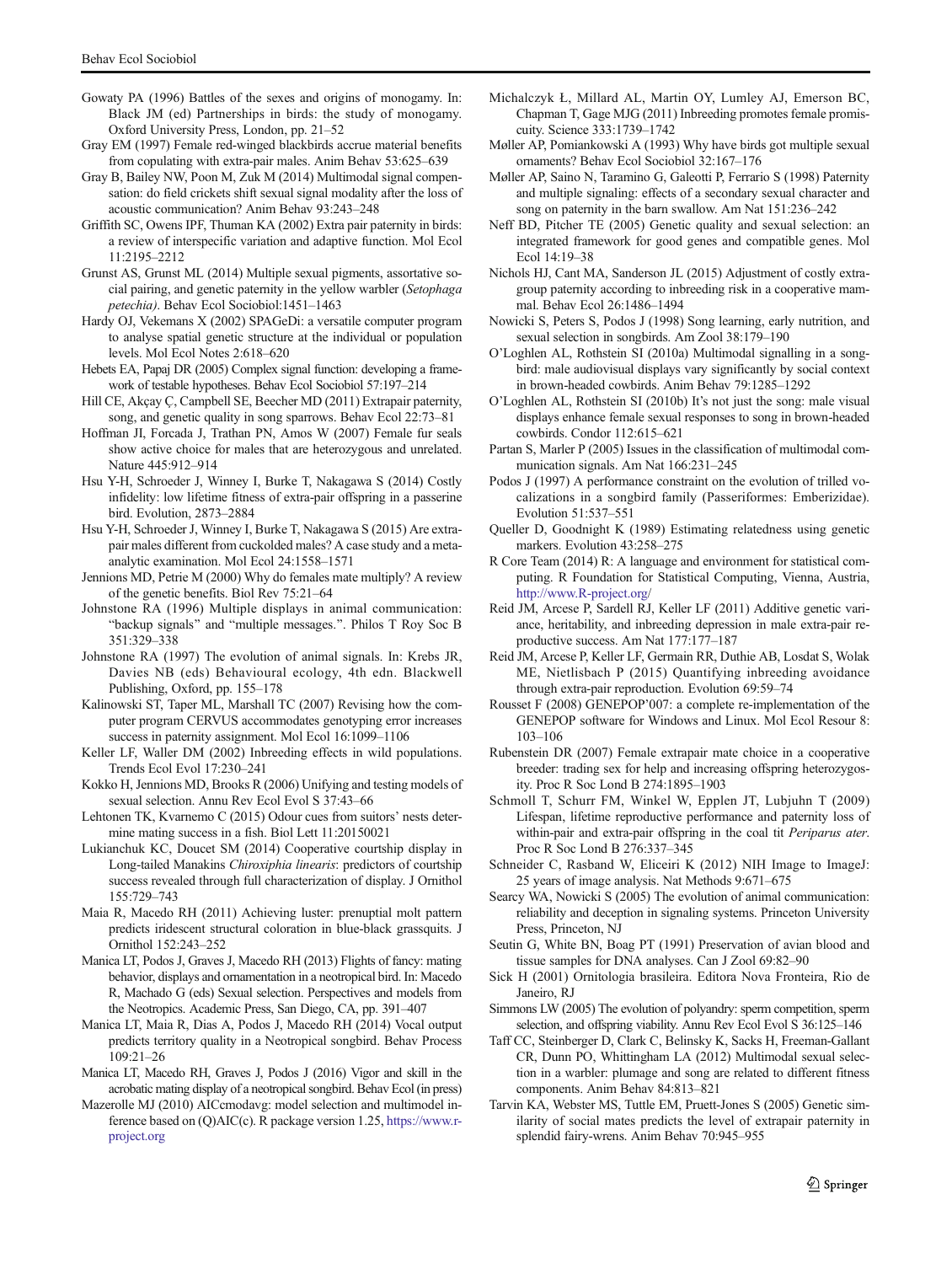Gowaty PA (1996) Battles of the sexes and origins of monogamy. In: Black JM (ed) Partnerships in birds: the study of monogamy. Oxford University Press, London, pp. 21–52

Gray EM (1997) Female red-winged blackbirds accrue material benefits from copulating with extra-pair males. Anim Behav 53:625–639

Gray B, Bailey NW, Poon M, Zuk M (2014) Multimodal signal compensation: do field crickets shift sexual signal modality after the loss of acoustic communication? Anim Behav 93:243–248

Griffith SC, Owens IPF, Thuman KA (2002) Extra pair paternity in birds: a review of interspecific variation and adaptive function. Mol Ecol 11:2195–2212

Grunst AS, Grunst ML (2014) Multiple sexual pigments, assortative social pairing, and genetic paternity in the yellow warbler (*Setophaga petechia)*. Behav Ecol Sociobiol:1451–1463

Hardy OJ, Vekemans X (2002) SPAGeDi: a versatile computer program to analyse spatial genetic structure at the individual or population levels. Mol Ecol Notes 2:618–620

Hebets EA, Papaj DR (2005) Complex signal function: developing a framework of testable hypotheses. Behav Ecol Sociobiol 57:197–214

Hill CE, Akçay Ç, Campbell SE, Beecher MD (2011) Extrapair paternity, song, and genetic quality in song sparrows. Behav Ecol 22:73–81

Hoffman JI, Forcada J, Trathan PN, Amos W (2007) Female fur seals show active choice for males that are heterozygous and unrelated. Nature 445:912–914

Hsu Y-H, Schroeder J, Winney I, Burke T, Nakagawa S (2014) Costly infidelity: low lifetime fitness of extra-pair offspring in a passerine bird. Evolution, 2873–2884

Hsu Y-H, Schroeder J, Winney I, Burke T, Nakagawa S (2015) Are extra-pair males different from cuckolded males? A case study and a meta-analytic examination. Mol Ecol 24:1558–1571

Jennions MD, Petrie M (2000) Why do females mate multiply? A review of the genetic benefits. Biol Rev 75:21–64

Johnstone RA (1996) Multiple displays in animal communication: "backup signals" and "multiple messages.". Philos T Roy Soc B 351:329–338

Johnstone RA (1997) The evolution of animal signals. In: Krebs JR, Davies NB (eds) Behavioural ecology, 4th edn. Blackwell Publishing, Oxford, pp. 155–178

Kalinowski ST, Taper ML, Marshall TC (2007) Revising how the computer program CERVUS accommodates genotyping error increases success in paternity assignment. Mol Ecol 16:1099–1106

Keller LF, Waller DM (2002) Inbreeding effects in wild populations. Trends Ecol Evol 17:230–241

Kokko H, Jennions MD, Brooks R (2006) Unifying and testing models of sexual selection. Annu Rev Ecol Evol S 37:43–66

Lehtonen TK, Kvarnemo C (2015) Odour cues from suitors' nests determine mating success in a fish. Biol Lett 11:20150021

Lukianchuk KC, Doucet SM (2014) Cooperative courtship display in Long-tailed Manakins *Chiroxiphia linearis*: predictors of courtship success revealed through full characterization of display. J Ornithol 155:729–743

Maia R, Macedo RH (2011) Achieving luster: prenuptial molt pattern predicts iridescent structural coloration in blue-black grassquits. J Ornithol 152:243–252

Manica LT, Podos J, Graves J, Macedo RH (2013) Flights of fancy: mating behavior, displays and ornamentation in a neotropical bird. In: Macedo R, Machado G (eds) Sexual selection. Perspectives and models from the Neotropics. Academic Press, San Diego, CA, pp. 391–407

Manica LT, Maia R, Dias A, Podos J, Macedo RH (2014) Vocal output predicts territory quality in a Neotropical songbird. Behav Process 109:21–26

Manica LT, Macedo RH, Graves J, Podos J (2016) Vigor and skill in the acrobatic mating display of a neotropical songbird. Behav Ecol (in press)

Mazerolle MJ (2010) AICcmodavg: model selection and multimodel inference based on (Q)AIC(c). R package version 1.25, https://www.r-project.org

Michalczyk Ł, Millard AL, Martin OY, Lumley AJ, Emerson BC, Chapman T, Gage MJG (2011) Inbreeding promotes female promiscuity. Science 333:1739–1742

Møller AP, Pomiankowski A (1993) Why have birds got multiple sexual ornaments? Behav Ecol Sociobiol 32:167–176

Møller AP, Saino N, Taramino G, Galeotti P, Ferrario S (1998) Paternity and multiple signaling: effects of a secondary sexual character and song on paternity in the barn swallow. Am Nat 151:236–242

Neff BD, Pitcher TE (2005) Genetic quality and sexual selection: an integrated framework for good genes and compatible genes. Mol Ecol 14:19–38

Nichols HJ, Cant MA, Sanderson JL (2015) Adjustment of costly extra-group paternity according to inbreeding risk in a cooperative mammal. Behav Ecol 26:1486–1494

Nowicki S, Peters S, Podos J (1998) Song learning, early nutrition, and sexual selection in songbirds. Am Zool 38:179–190

O'Loghlen AL, Rothstein SI (2010a) Multimodal signalling in a songbird: male audiovisual displays vary significantly by social context in brown-headed cowbirds. Anim Behav 79:1285–1292

O'Loghlen AL, Rothstein SI (2010b) It's not just the song: male visual displays enhance female sexual responses to song in brown-headed cowbirds. Condor 112:615–621

Partan S, Marler P (2005) Issues in the classification of multimodal communication signals. Am Nat 166:231–245

Podos J (1997) A performance constraint on the evolution of trilled vocalizations in a songbird family (Passeriformes: Emberizidae). Evolution 51:537–551

Queller D, Goodnight K (1989) Estimating relatedness using genetic markers. Evolution 43:258–275

R Core Team (2014) R: A language and environment for statistical computing. R Foundation for Statistical Computing, Vienna, Austria, http://www.R-project.org/

Reid JM, Arcese P, Sardell RJ, Keller LF (2011) Additive genetic variance, heritability, and inbreeding depression in male extra-pair reproductive success. Am Nat 177:177–187

Reid JM, Arcese P, Keller LF, Germain RR, Duthie AB, Losdat S, Wolak ME, Nietlisbach P (2015) Quantifying inbreeding avoidance through extra-pair reproduction. Evolution 69:59–74

Rousset F (2008) GENEPOP'007: a complete re-implementation of the GENEPOP software for Windows and Linux. Mol Ecol Resour 8: 103–106

Rubenstein DR (2007) Female extrapair mate choice in a cooperative breeder: trading sex for help and increasing offspring heterozygosity. Proc R Soc Lond B 274:1895–1903

Schmoll T, Schurr FM, Winkel W, Epplen JT, Lubjuhn T (2009) Lifespan, lifetime reproductive performance and paternity loss of within-pair and extra-pair offspring in the coal tit *Periparus ater*. Proc R Soc Lond B 276:337–345

Schneider C, Rasband W, Eliceiri K (2012) NIH Image to ImageJ: 25 years of image analysis. Nat Methods 9:671–675

Searcy WA, Nowicki S (2005) The evolution of animal communication: reliability and deception in signaling systems. Princeton University Press, Princeton, NJ

Seutin G, White BN, Boag PT (1991) Preservation of avian blood and tissue samples for DNA analyses. Can J Zool 69:82–90

Sick H (2001) Ornitologia brasileira. Editora Nova Fronteira, Rio de Janeiro, RJ

Simmons LW (2005) The evolution of polyandry: sperm competition, sperm selection, and offspring viability. Annu Rev Ecol Evol S 36:125–146

Taff CC, Steinberger D, Clark C, Belinsky K, Sacks H, Freeman-Gallant CR, Dunn PO, Whittingham LA (2012) Multimodal sexual selection in a warbler: plumage and song are related to different fitness components. Anim Behav 84:813–821

Tarvin KA, Webster MS, Tuttle EM, Pruett-Jones S (2005) Genetic similarity of social mates predicts the level of extrapair paternity in splendid fairy-wrens. Anim Behav 70:945–955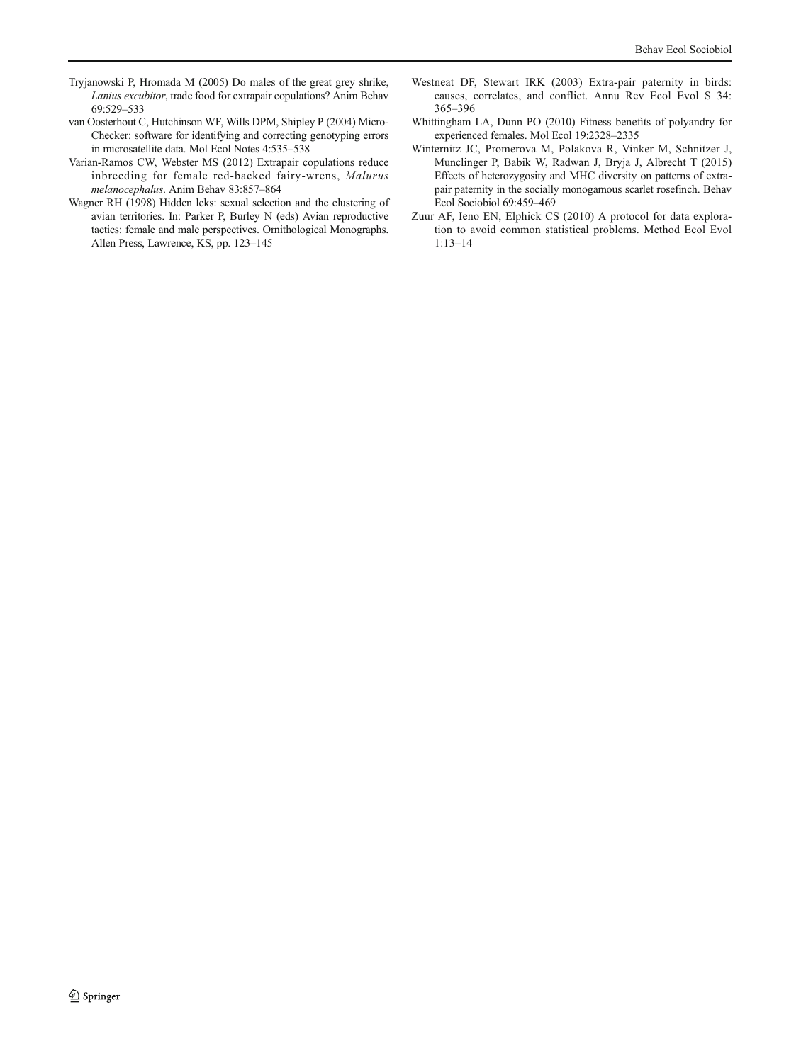Tryjanowski P, Hromada M (2005) Do males of the great grey shrike, *Lanius excubitor*, trade food for extrapair copulations? Anim Behav 69:529–533

van Oosterhout C, Hutchinson WF, Wills DPM, Shipley P (2004) Micro-Checker: software for identifying and correcting genotyping errors in microsatellite data. Mol Ecol Notes 4:535–538

Varian-Ramos CW, Webster MS (2012) Extrapair copulations reduce inbreeding for female red-backed fairy-wrens, *Malurus melanocephalus*. Anim Behav 83:857–864

Wagner RH (1998) Hidden leks: sexual selection and the clustering of avian territories. In: Parker P, Burley N (eds) Avian reproductive tactics: female and male perspectives. Ornithological Monographs. Allen Press, Lawrence, KS, pp. 123–145

Westneat DF, Stewart IRK (2003) Extra-pair paternity in birds: causes, correlates, and conflict. Annu Rev Ecol Evol S 34: 365–396

Whittingham LA, Dunn PO (2010) Fitness benefits of polyandry for experienced females. Mol Ecol 19:2328–2335

Winternitz JC, Promerova M, Polakova R, Vinker M, Schnitzer J, Munclinger P, Babik W, Radwan J, Bryja J, Albrecht T (2015) Effects of heterozygosity and MHC diversity on patterns of extra-pair paternity in the socially monogamous scarlet rosefinch. Behav Ecol Sociobiol 69:459–469

Zuur AF, Ieno EN, Elphick CS (2010) A protocol for data exploration to avoid common statistical problems. Method Ecol Evol 1:13–14